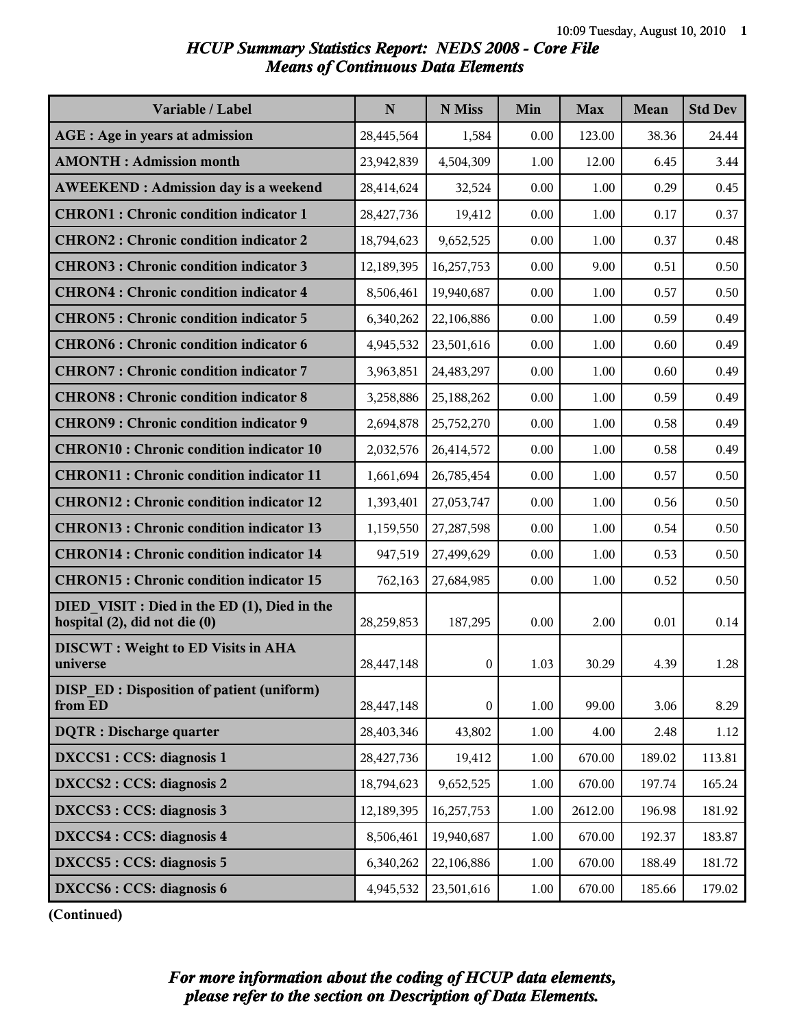# HCUP Summary Statistics Report: NEDS 2008 - Core File
## Means of Continuous Data Elements

| Variable / Label | N | N Miss | Min | Max | Mean | Std Dev |
|---|---|---|---|---|---|---|
| **AGE : Age in years at admission** | 28,445,564 | 1,584 | 0.00 | 123.00 | 38.36 | 24.44 |
| **AMONTH : Admission month** | 23,942,839 | 4,504,309 | 1.00 | 12.00 | 6.45 | 3.44 |
| **AWEEKEND : Admission day is a weekend** | 28,414,624 | 32,524 | 0.00 | 1.00 | 0.29 | 0.45 |
| **CHRON1 : Chronic condition indicator 1** | 28,427,736 | 19,412 | 0.00 | 1.00 | 0.17 | 0.37 |
| **CHRON2 : Chronic condition indicator 2** | 18,794,623 | 9,652,525 | 0.00 | 1.00 | 0.37 | 0.48 |
| **CHRON3 : Chronic condition indicator 3** | 12,189,395 | 16,257,753 | 0.00 | 9.00 | 0.51 | 0.50 |
| **CHRON4 : Chronic condition indicator 4** | 8,506,461 | 19,940,687 | 0.00 | 1.00 | 0.57 | 0.50 |
| **CHRON5 : Chronic condition indicator 5** | 6,340,262 | 22,106,886 | 0.00 | 1.00 | 0.59 | 0.49 |
| **CHRON6 : Chronic condition indicator 6** | 4,945,532 | 23,501,616 | 0.00 | 1.00 | 0.60 | 0.49 |
| **CHRON7 : Chronic condition indicator 7** | 3,963,851 | 24,483,297 | 0.00 | 1.00 | 0.60 | 0.49 |
| **CHRON8 : Chronic condition indicator 8** | 3,258,886 | 25,188,262 | 0.00 | 1.00 | 0.59 | 0.49 |
| **CHRON9 : Chronic condition indicator 9** | 2,694,878 | 25,752,270 | 0.00 | 1.00 | 0.58 | 0.49 |
| **CHRON10 : Chronic condition indicator 10** | 2,032,576 | 26,414,572 | 0.00 | 1.00 | 0.58 | 0.49 |
| **CHRON11 : Chronic condition indicator 11** | 1,661,694 | 26,785,454 | 0.00 | 1.00 | 0.57 | 0.50 |
| **CHRON12 : Chronic condition indicator 12** | 1,393,401 | 27,053,747 | 0.00 | 1.00 | 0.56 | 0.50 |
| **CHRON13 : Chronic condition indicator 13** | 1,159,550 | 27,287,598 | 0.00 | 1.00 | 0.54 | 0.50 |
| **CHRON14 : Chronic condition indicator 14** | 947,519 | 27,499,629 | 0.00 | 1.00 | 0.53 | 0.50 |
| **CHRON15 : Chronic condition indicator 15** | 762,163 | 27,684,985 | 0.00 | 1.00 | 0.52 | 0.50 |
| **DIED_VISIT : Died in the ED (1), Died in the hospital (2), did not die (0)** | 28,259,853 | 187,295 | 0.00 | 2.00 | 0.01 | 0.14 |
| **DISCWT : Weight to ED Visits in AHA universe** | 28,447,148 | 0 | 1.03 | 30.29 | 4.39 | 1.28 |
| **DISP_ED : Disposition of patient (uniform) from ED** | 28,447,148 | 0 | 1.00 | 99.00 | 3.06 | 8.29 |
| **DQTR : Discharge quarter** | 28,403,346 | 43,802 | 1.00 | 4.00 | 2.48 | 1.12 |
| **DXCCS1 : CCS: diagnosis 1** | 28,427,736 | 19,412 | 1.00 | 670.00 | 189.02 | 113.81 |
| **DXCCS2 : CCS: diagnosis 2** | 18,794,623 | 9,652,525 | 1.00 | 670.00 | 197.74 | 165.24 |
| **DXCCS3 : CCS: diagnosis 3** | 12,189,395 | 16,257,753 | 1.00 | 2612.00 | 196.98 | 181.92 |
| **DXCCS4 : CCS: diagnosis 4** | 8,506,461 | 19,940,687 | 1.00 | 670.00 | 192.37 | 183.87 |
| **DXCCS5 : CCS: diagnosis 5** | 6,340,262 | 22,106,886 | 1.00 | 670.00 | 188.49 | 181.72 |
| **DXCCS6 : CCS: diagnosis 6** | 4,945,532 | 23,501,616 | 1.00 | 670.00 | 185.66 | 179.02 |

**(Continued)**

***For more information about the coding of HCUP data elements, please refer to the section on Description of Data Elements.***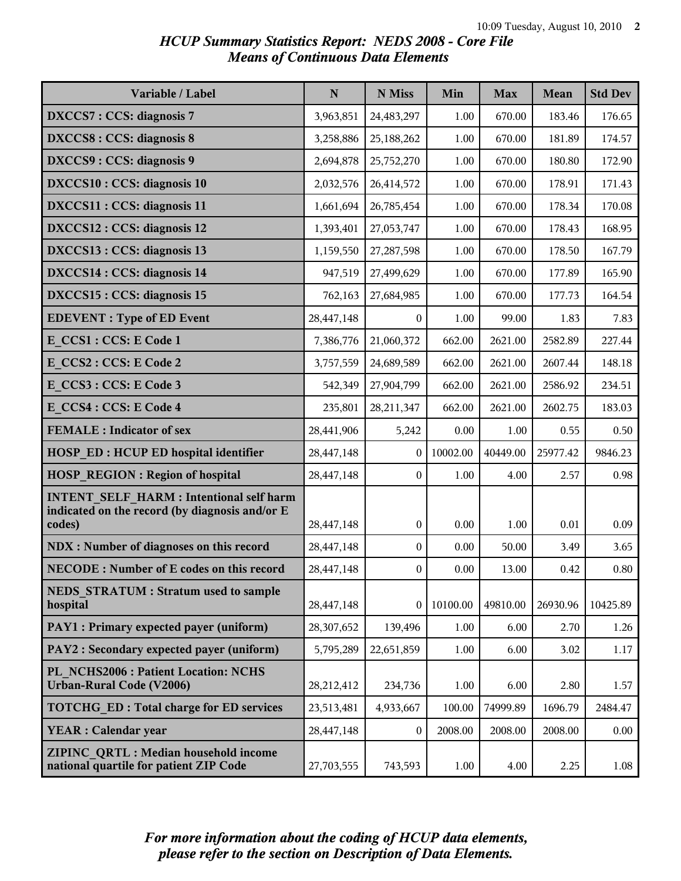*HCUP Summary Statistics Report: NEDS 2008 - Core File*
*Means of Continuous Data Elements*

| Variable / Label | N | N Miss | Min | Max | Mean | Std Dev |
|---|---|---|---|---|---|---|
| **DXCCS7 : CCS: diagnosis 7** | 3,963,851 | 24,483,297 | 1.00 | 670.00 | 183.46 | 176.65 |
| **DXCCS8 : CCS: diagnosis 8** | 3,258,886 | 25,188,262 | 1.00 | 670.00 | 181.89 | 174.57 |
| **DXCCS9 : CCS: diagnosis 9** | 2,694,878 | 25,752,270 | 1.00 | 670.00 | 180.80 | 172.90 |
| **DXCCS10 : CCS: diagnosis 10** | 2,032,576 | 26,414,572 | 1.00 | 670.00 | 178.91 | 171.43 |
| **DXCCS11 : CCS: diagnosis 11** | 1,661,694 | 26,785,454 | 1.00 | 670.00 | 178.34 | 170.08 |
| **DXCCS12 : CCS: diagnosis 12** | 1,393,401 | 27,053,747 | 1.00 | 670.00 | 178.43 | 168.95 |
| **DXCCS13 : CCS: diagnosis 13** | 1,159,550 | 27,287,598 | 1.00 | 670.00 | 178.50 | 167.79 |
| **DXCCS14 : CCS: diagnosis 14** | 947,519 | 27,499,629 | 1.00 | 670.00 | 177.89 | 165.90 |
| **DXCCS15 : CCS: diagnosis 15** | 762,163 | 27,684,985 | 1.00 | 670.00 | 177.73 | 164.54 |
| **EDEVENT : Type of ED Event** | 28,447,148 | 0 | 1.00 | 99.00 | 1.83 | 7.83 |
| **E_CCS1 : CCS: E Code 1** | 7,386,776 | 21,060,372 | 662.00 | 2621.00 | 2582.89 | 227.44 |
| **E_CCS2 : CCS: E Code 2** | 3,757,559 | 24,689,589 | 662.00 | 2621.00 | 2607.44 | 148.18 |
| **E_CCS3 : CCS: E Code 3** | 542,349 | 27,904,799 | 662.00 | 2621.00 | 2586.92 | 234.51 |
| **E_CCS4 : CCS: E Code 4** | 235,801 | 28,211,347 | 662.00 | 2621.00 | 2602.75 | 183.03 |
| **FEMALE : Indicator of sex** | 28,441,906 | 5,242 | 0.00 | 1.00 | 0.55 | 0.50 |
| **HOSP_ED : HCUP ED hospital identifier** | 28,447,148 | 0 | 10002.00 | 40449.00 | 25977.42 | 9846.23 |
| **HOSP_REGION : Region of hospital** | 28,447,148 | 0 | 1.00 | 4.00 | 2.57 | 0.98 |
| **INTENT_SELF_HARM : Intentional self harm indicated on the record (by diagnosis and/or E codes)** | 28,447,148 | 0 | 0.00 | 1.00 | 0.01 | 0.09 |
| **NDX : Number of diagnoses on this record** | 28,447,148 | 0 | 0.00 | 50.00 | 3.49 | 3.65 |
| **NECODE : Number of E codes on this record** | 28,447,148 | 0 | 0.00 | 13.00 | 0.42 | 0.80 |
| **NEDS_STRATUM : Stratum used to sample hospital** | 28,447,148 | 0 | 10100.00 | 49810.00 | 26930.96 | 10425.89 |
| **PAY1 : Primary expected payer (uniform)** | 28,307,652 | 139,496 | 1.00 | 6.00 | 2.70 | 1.26 |
| **PAY2 : Secondary expected payer (uniform)** | 5,795,289 | 22,651,859 | 1.00 | 6.00 | 3.02 | 1.17 |
| **PL_NCHS2006 : Patient Location: NCHS Urban-Rural Code (V2006)** | 28,212,412 | 234,736 | 1.00 | 6.00 | 2.80 | 1.57 |
| **TOTCHG_ED : Total charge for ED services** | 23,513,481 | 4,933,667 | 100.00 | 74999.89 | 1696.79 | 2484.47 |
| **YEAR : Calendar year** | 28,447,148 | 0 | 2008.00 | 2008.00 | 2008.00 | 0.00 |
| **ZIPINC_QRTL : Median household income national quartile for patient ZIP Code** | 27,703,555 | 743,593 | 1.00 | 4.00 | 2.25 | 1.08 |

*For more information about the coding of HCUP data elements, please refer to the section on Description of Data Elements.*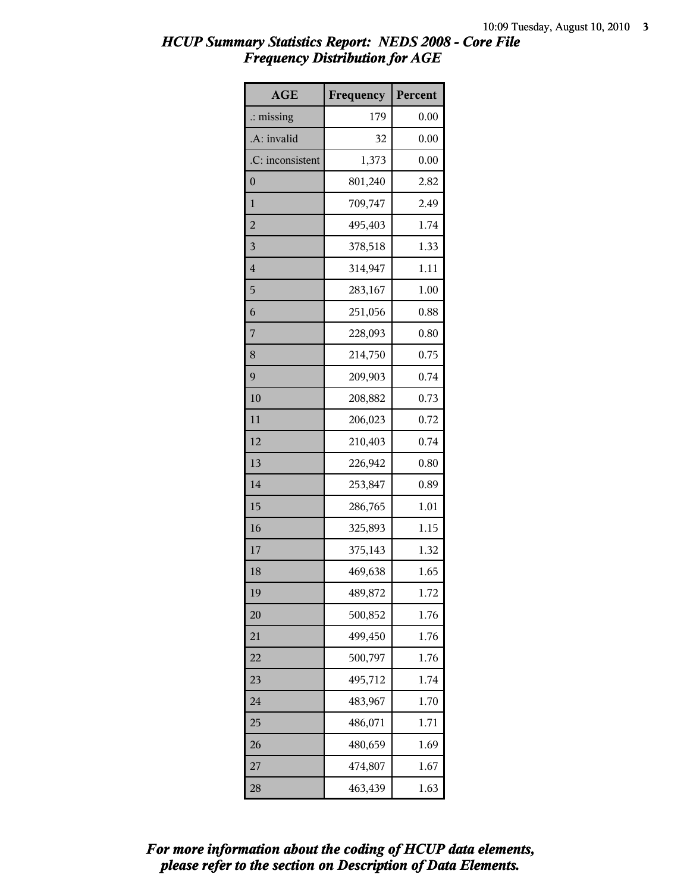# *HCUP Summary Statistics Report: NEDS 2008 - Core File*
## *Frequency Distribution for AGE*

| AGE | Frequency | Percent |
|---|---|---|
| .: missing | 179 | 0.00 |
| .A: invalid | 32 | 0.00 |
| .C: inconsistent | 1,373 | 0.00 |
| 0 | 801,240 | 2.82 |
| 1 | 709,747 | 2.49 |
| 2 | 495,403 | 1.74 |
| 3 | 378,518 | 1.33 |
| 4 | 314,947 | 1.11 |
| 5 | 283,167 | 1.00 |
| 6 | 251,056 | 0.88 |
| 7 | 228,093 | 0.80 |
| 8 | 214,750 | 0.75 |
| 9 | 209,903 | 0.74 |
| 10 | 208,882 | 0.73 |
| 11 | 206,023 | 0.72 |
| 12 | 210,403 | 0.74 |
| 13 | 226,942 | 0.80 |
| 14 | 253,847 | 0.89 |
| 15 | 286,765 | 1.01 |
| 16 | 325,893 | 1.15 |
| 17 | 375,143 | 1.32 |
| 18 | 469,638 | 1.65 |
| 19 | 489,872 | 1.72 |
| 20 | 500,852 | 1.76 |
| 21 | 499,450 | 1.76 |
| 22 | 500,797 | 1.76 |
| 23 | 495,712 | 1.74 |
| 24 | 483,967 | 1.70 |
| 25 | 486,071 | 1.71 |
| 26 | 480,659 | 1.69 |
| 27 | 474,807 | 1.67 |
| 28 | 463,439 | 1.63 |

***For more information about the coding of HCUP data elements, please refer to the section on Description of Data Elements.***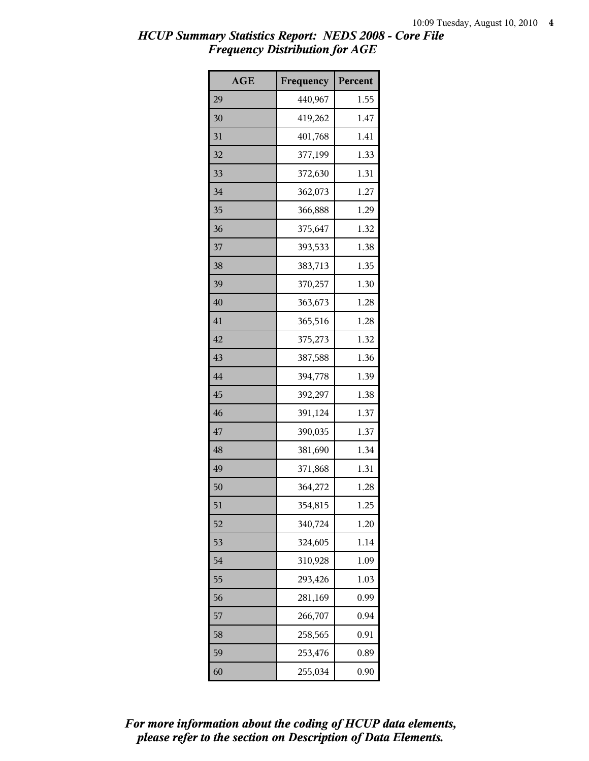## *HCUP Summary Statistics Report: NEDS 2008 - Core File*
## *Frequency Distribution for AGE*

| AGE | Frequency | Percent |
|---|---|---|
| 29 | 440,967 | 1.55 |
| 30 | 419,262 | 1.47 |
| 31 | 401,768 | 1.41 |
| 32 | 377,199 | 1.33 |
| 33 | 372,630 | 1.31 |
| 34 | 362,073 | 1.27 |
| 35 | 366,888 | 1.29 |
| 36 | 375,647 | 1.32 |
| 37 | 393,533 | 1.38 |
| 38 | 383,713 | 1.35 |
| 39 | 370,257 | 1.30 |
| 40 | 363,673 | 1.28 |
| 41 | 365,516 | 1.28 |
| 42 | 375,273 | 1.32 |
| 43 | 387,588 | 1.36 |
| 44 | 394,778 | 1.39 |
| 45 | 392,297 | 1.38 |
| 46 | 391,124 | 1.37 |
| 47 | 390,035 | 1.37 |
| 48 | 381,690 | 1.34 |
| 49 | 371,868 | 1.31 |
| 50 | 364,272 | 1.28 |
| 51 | 354,815 | 1.25 |
| 52 | 340,724 | 1.20 |
| 53 | 324,605 | 1.14 |
| 54 | 310,928 | 1.09 |
| 55 | 293,426 | 1.03 |
| 56 | 281,169 | 0.99 |
| 57 | 266,707 | 0.94 |
| 58 | 258,565 | 0.91 |
| 59 | 253,476 | 0.89 |
| 60 | 255,034 | 0.90 |

***For more information about the coding of HCUP data elements, please refer to the section on Description of Data Elements.***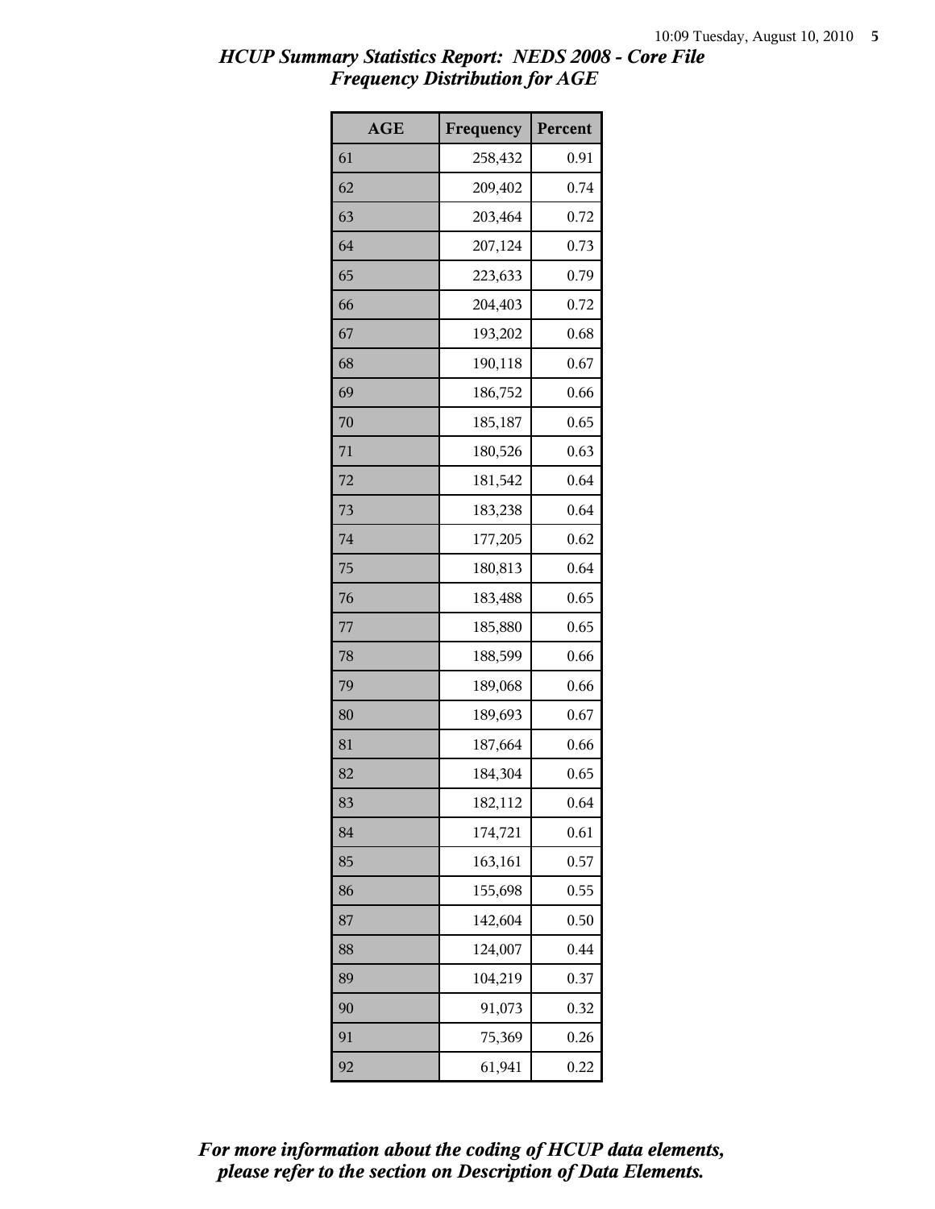## HCUP Summary Statistics Report: NEDS 2008 - Core File
## Frequency Distribution for AGE

| AGE | Frequency | Percent |
|---|---|---|
| 61 | 258,432 | 0.91 |
| 62 | 209,402 | 0.74 |
| 63 | 203,464 | 0.72 |
| 64 | 207,124 | 0.73 |
| 65 | 223,633 | 0.79 |
| 66 | 204,403 | 0.72 |
| 67 | 193,202 | 0.68 |
| 68 | 190,118 | 0.67 |
| 69 | 186,752 | 0.66 |
| 70 | 185,187 | 0.65 |
| 71 | 180,526 | 0.63 |
| 72 | 181,542 | 0.64 |
| 73 | 183,238 | 0.64 |
| 74 | 177,205 | 0.62 |
| 75 | 180,813 | 0.64 |
| 76 | 183,488 | 0.65 |
| 77 | 185,880 | 0.65 |
| 78 | 188,599 | 0.66 |
| 79 | 189,068 | 0.66 |
| 80 | 189,693 | 0.67 |
| 81 | 187,664 | 0.66 |
| 82 | 184,304 | 0.65 |
| 83 | 182,112 | 0.64 |
| 84 | 174,721 | 0.61 |
| 85 | 163,161 | 0.57 |
| 86 | 155,698 | 0.55 |
| 87 | 142,604 | 0.50 |
| 88 | 124,007 | 0.44 |
| 89 | 104,219 | 0.37 |
| 90 | 91,073 | 0.32 |
| 91 | 75,369 | 0.26 |
| 92 | 61,941 | 0.22 |

*For more information about the coding of HCUP data elements, please refer to the section on Description of Data Elements.*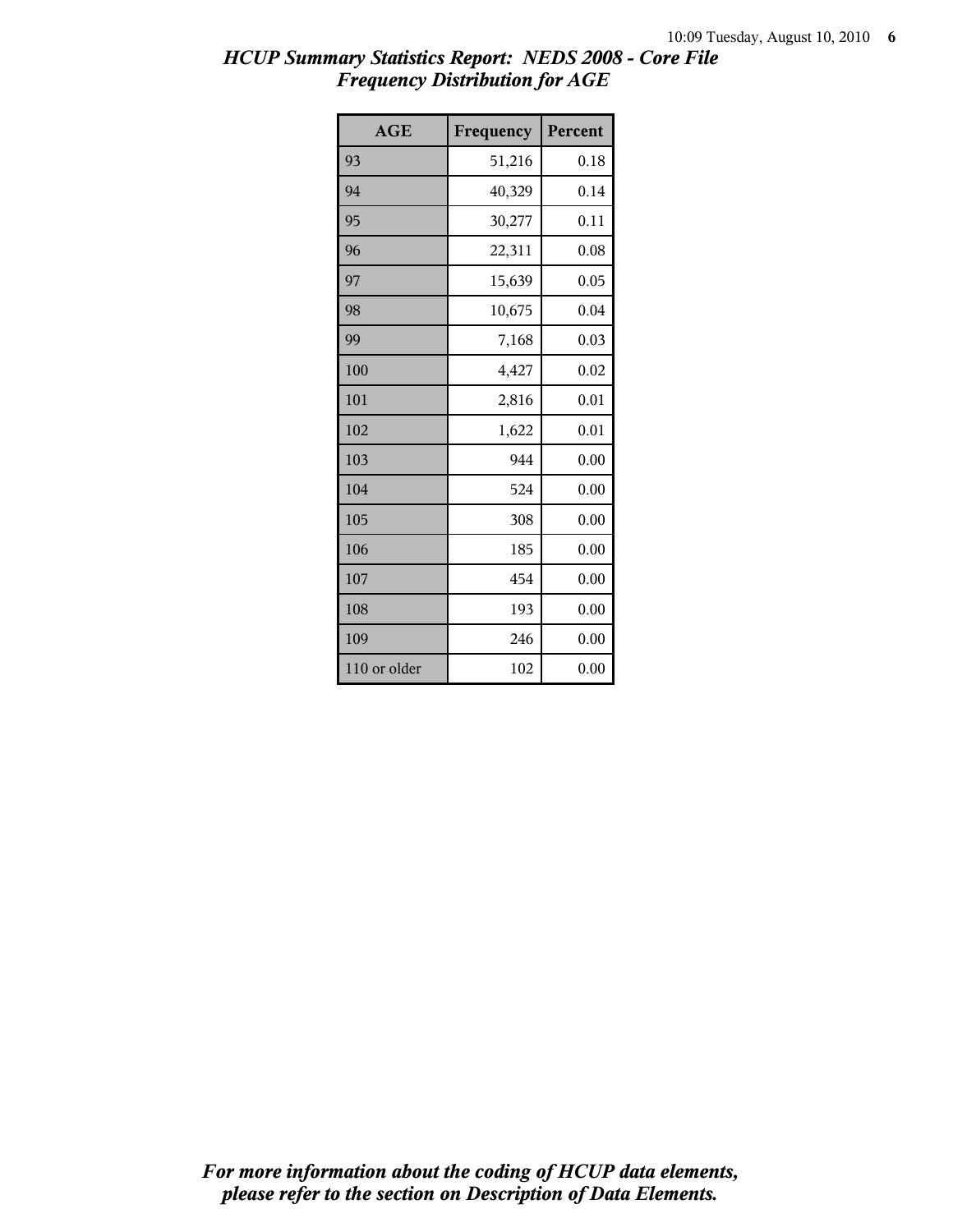*HCUP Summary Statistics Report: NEDS 2008 - Core File*
*Frequency Distribution for AGE*

| AGE | Frequency | Percent |
|---|---|---|
| 93 | 51,216 | 0.18 |
| 94 | 40,329 | 0.14 |
| 95 | 30,277 | 0.11 |
| 96 | 22,311 | 0.08 |
| 97 | 15,639 | 0.05 |
| 98 | 10,675 | 0.04 |
| 99 | 7,168 | 0.03 |
| 100 | 4,427 | 0.02 |
| 101 | 2,816 | 0.01 |
| 102 | 1,622 | 0.01 |
| 103 | 944 | 0.00 |
| 104 | 524 | 0.00 |
| 105 | 308 | 0.00 |
| 106 | 185 | 0.00 |
| 107 | 454 | 0.00 |
| 108 | 193 | 0.00 |
| 109 | 246 | 0.00 |
| 110 or older | 102 | 0.00 |

*For more information about the coding of HCUP data elements, please refer to the section on Description of Data Elements.*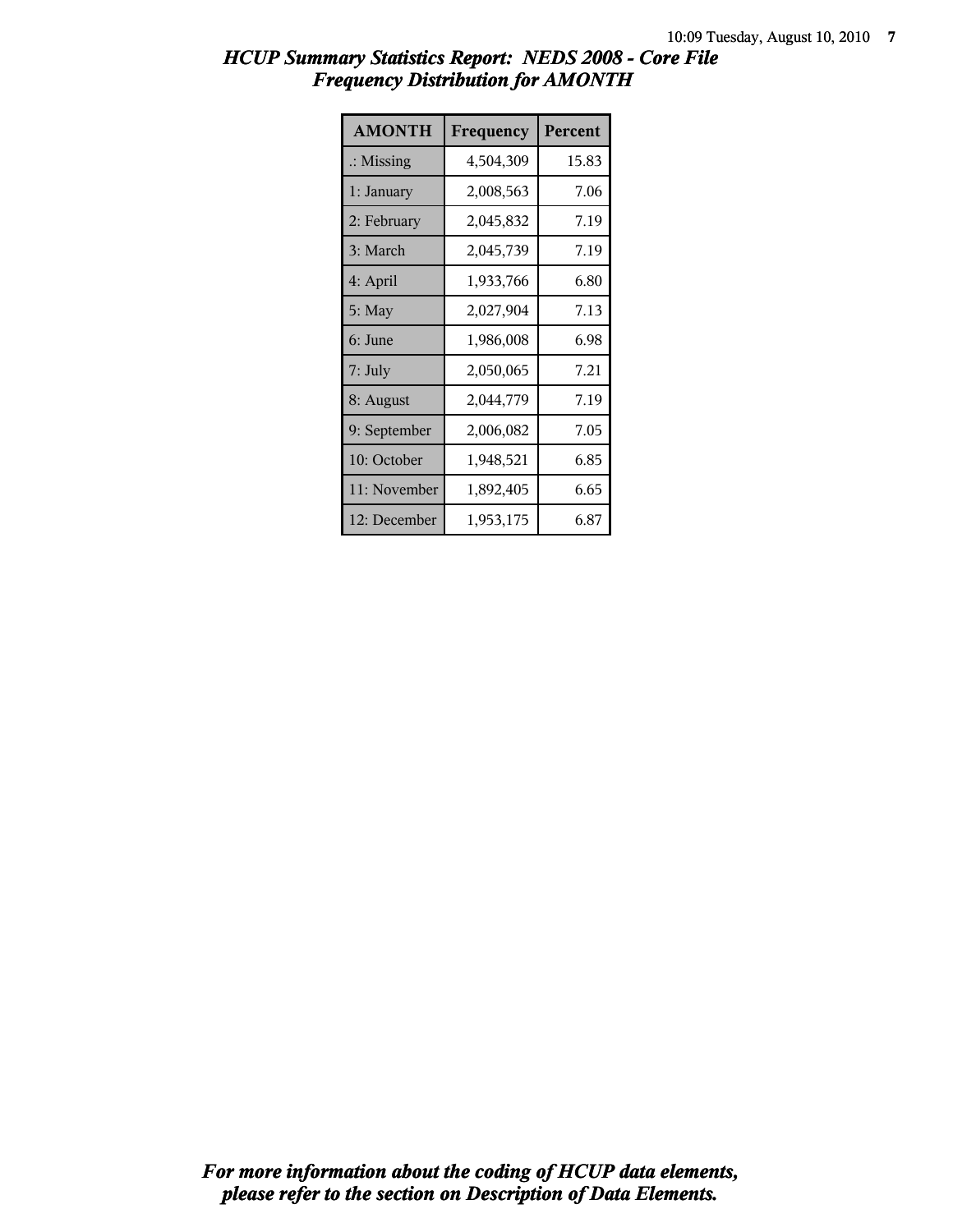# *HCUP Summary Statistics Report: NEDS 2008 - Core File*
## *Frequency Distribution for AMONTH*

| AMONTH | Frequency | Percent |
|---|---|---|
| .: Missing | 4,504,309 | 15.83 |
| 1: January | 2,008,563 | 7.06 |
| 2: February | 2,045,832 | 7.19 |
| 3: March | 2,045,739 | 7.19 |
| 4: April | 1,933,766 | 6.80 |
| 5: May | 2,027,904 | 7.13 |
| 6: June | 1,986,008 | 6.98 |
| 7: July | 2,050,065 | 7.21 |
| 8: August | 2,044,779 | 7.19 |
| 9: September | 2,006,082 | 7.05 |
| 10: October | 1,948,521 | 6.85 |
| 11: November | 1,892,405 | 6.65 |
| 12: December | 1,953,175 | 6.87 |

***For more information about the coding of HCUP data elements, please refer to the section on Description of Data Elements.***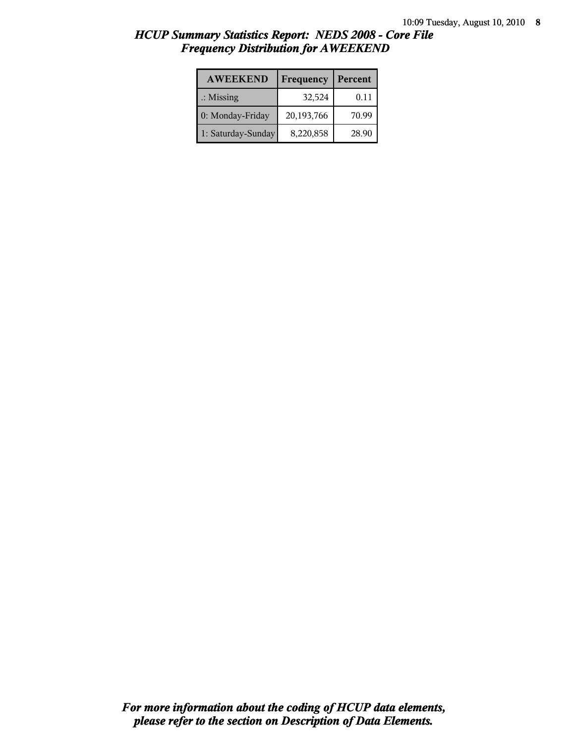## *HCUP Summary Statistics Report: NEDS 2008 - Core File*
## *Frequency Distribution for AWEEKEND*

| AWEEKEND | Frequency | Percent |
|---|---|---|
| .: Missing | 32,524 | 0.11 |
| 0: Monday-Friday | 20,193,766 | 70.99 |
| 1: Saturday-Sunday | 8,220,858 | 28.90 |

***For more information about the coding of HCUP data elements, please refer to the section on Description of Data Elements.***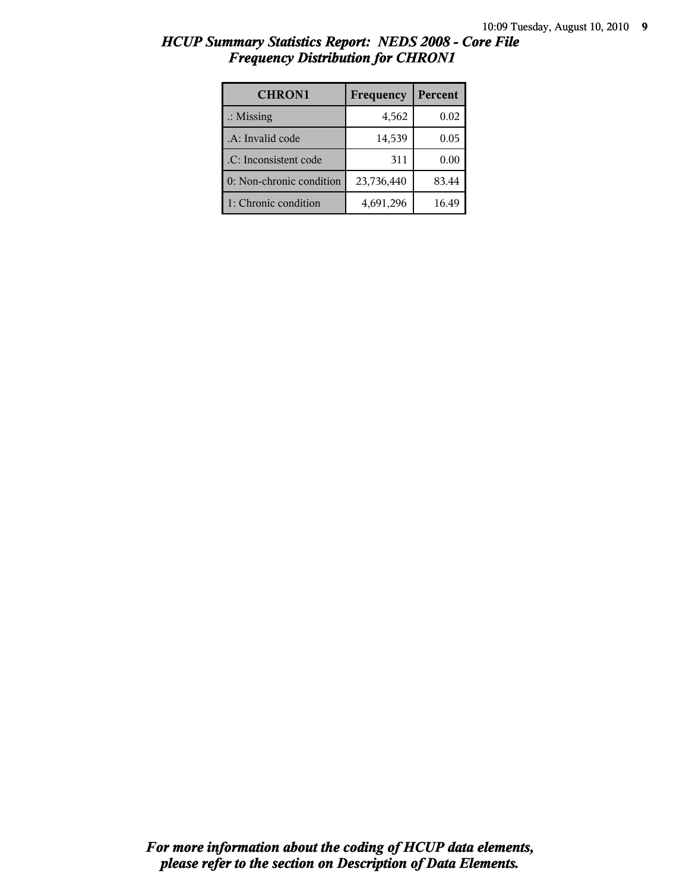# *HCUP Summary Statistics Report: NEDS 2008 - Core File*
## *Frequency Distribution for CHRON1*

| CHRON1 | Frequency | Percent |
|---|---|---|
| .: Missing | 4,562 | 0.02 |
| .A: Invalid code | 14,539 | 0.05 |
| .C: Inconsistent code | 311 | 0.00 |
| 0: Non-chronic condition | 23,736,440 | 83.44 |
| 1: Chronic condition | 4,691,296 | 16.49 |

***For more information about the coding of HCUP data elements, please refer to the section on Description of Data Elements.***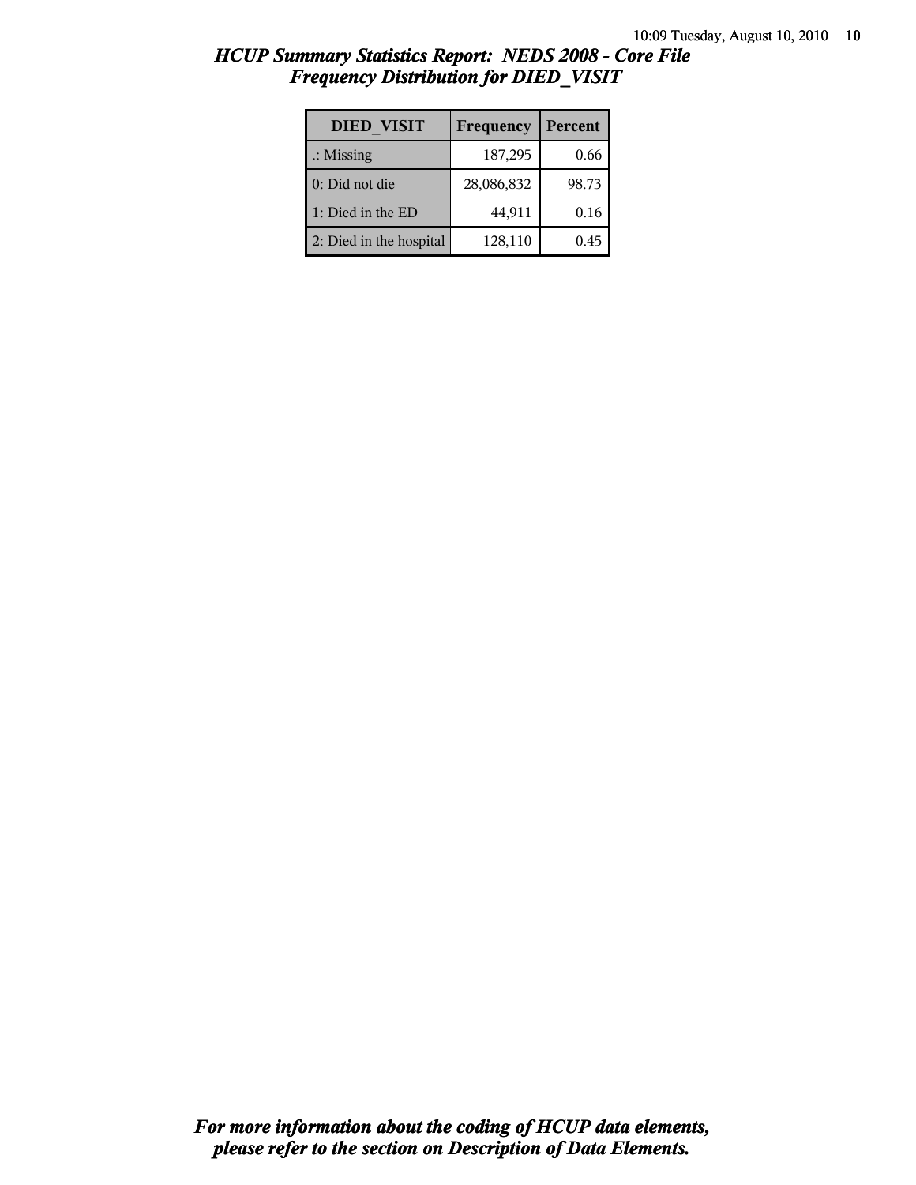## HCUP Summary Statistics Report: NEDS 2008 - Core File
## Frequency Distribution for DIED_VISIT

| DIED_VISIT | Frequency | Percent |
|---|---|---|
| .: Missing | 187,295 | 0.66 |
| 0: Did not die | 28,086,832 | 98.73 |
| 1: Died in the ED | 44,911 | 0.16 |
| 2: Died in the hospital | 128,110 | 0.45 |

*For more information about the coding of HCUP data elements, please refer to the section on Description of Data Elements.*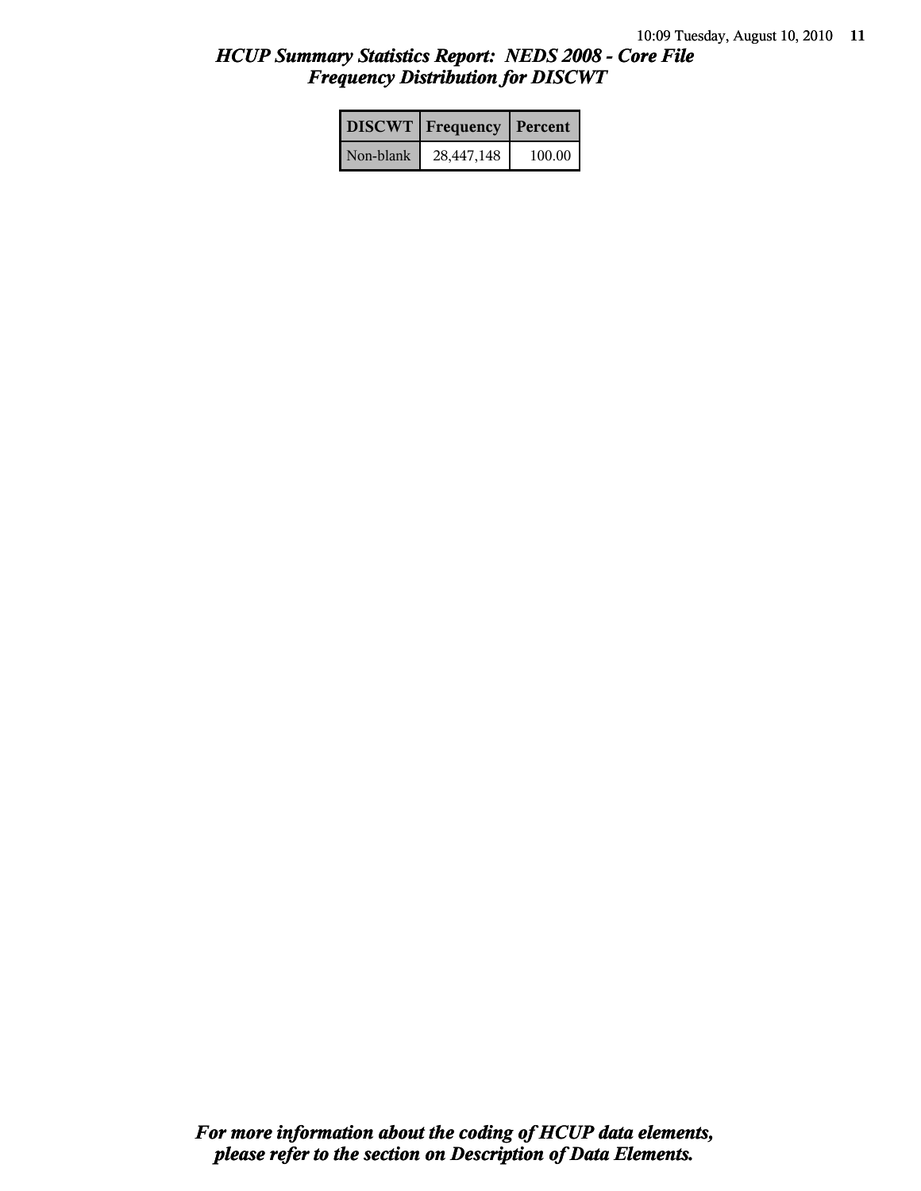## *HCUP Summary Statistics Report: NEDS 2008 - Core File*
## *Frequency Distribution for DISCWT*

| DISCWT | Frequency | Percent |
|---|---|---|
| Non-blank | 28,447,148 | 100.00 |

***For more information about the coding of HCUP data elements, please refer to the section on Description of Data Elements.***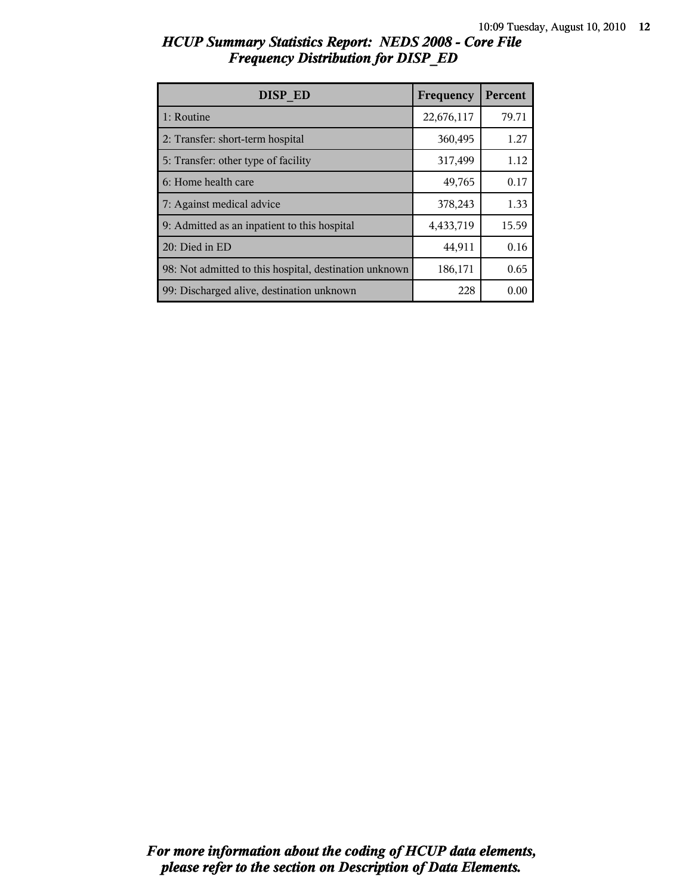# *HCUP Summary Statistics Report: NEDS 2008 - Core File*
## *Frequency Distribution for DISP_ED*

| DISP_ED | Frequency | Percent |
|---|---|---|
| 1: Routine | 22,676,117 | 79.71 |
| 2: Transfer: short-term hospital | 360,495 | 1.27 |
| 5: Transfer: other type of facility | 317,499 | 1.12 |
| 6: Home health care | 49,765 | 0.17 |
| 7: Against medical advice | 378,243 | 1.33 |
| 9: Admitted as an inpatient to this hospital | 4,433,719 | 15.59 |
| 20: Died in ED | 44,911 | 0.16 |
| 98: Not admitted to this hospital, destination unknown | 186,171 | 0.65 |
| 99: Discharged alive, destination unknown | 228 | 0.00 |

***For more information about the coding of HCUP data elements, please refer to the section on Description of Data Elements.***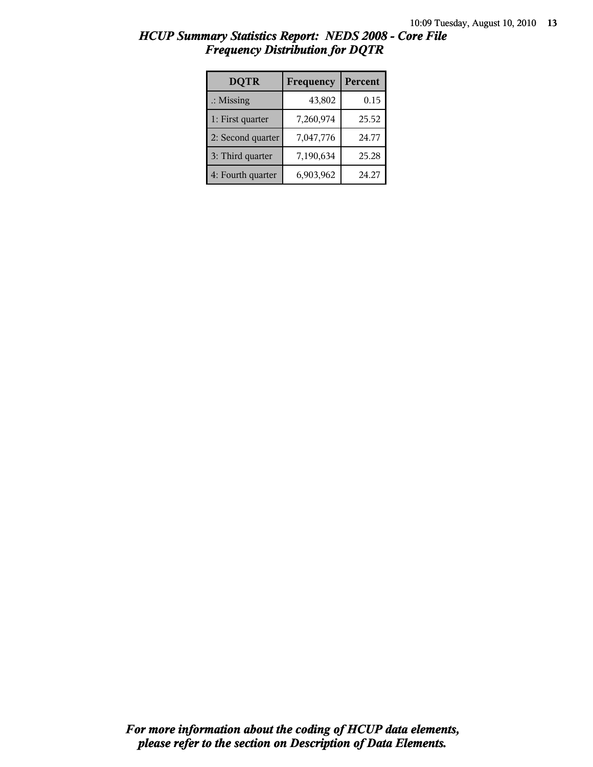## *HCUP Summary Statistics Report: NEDS 2008 - Core File*
## *Frequency Distribution for DQTR*

| DQTR | Frequency | Percent |
|---|---|---|
| .: Missing | 43,802 | 0.15 |
| 1: First quarter | 7,260,974 | 25.52 |
| 2: Second quarter | 7,047,776 | 24.77 |
| 3: Third quarter | 7,190,634 | 25.28 |
| 4: Fourth quarter | 6,903,962 | 24.27 |

***For more information about the coding of HCUP data elements, please refer to the section on Description of Data Elements.***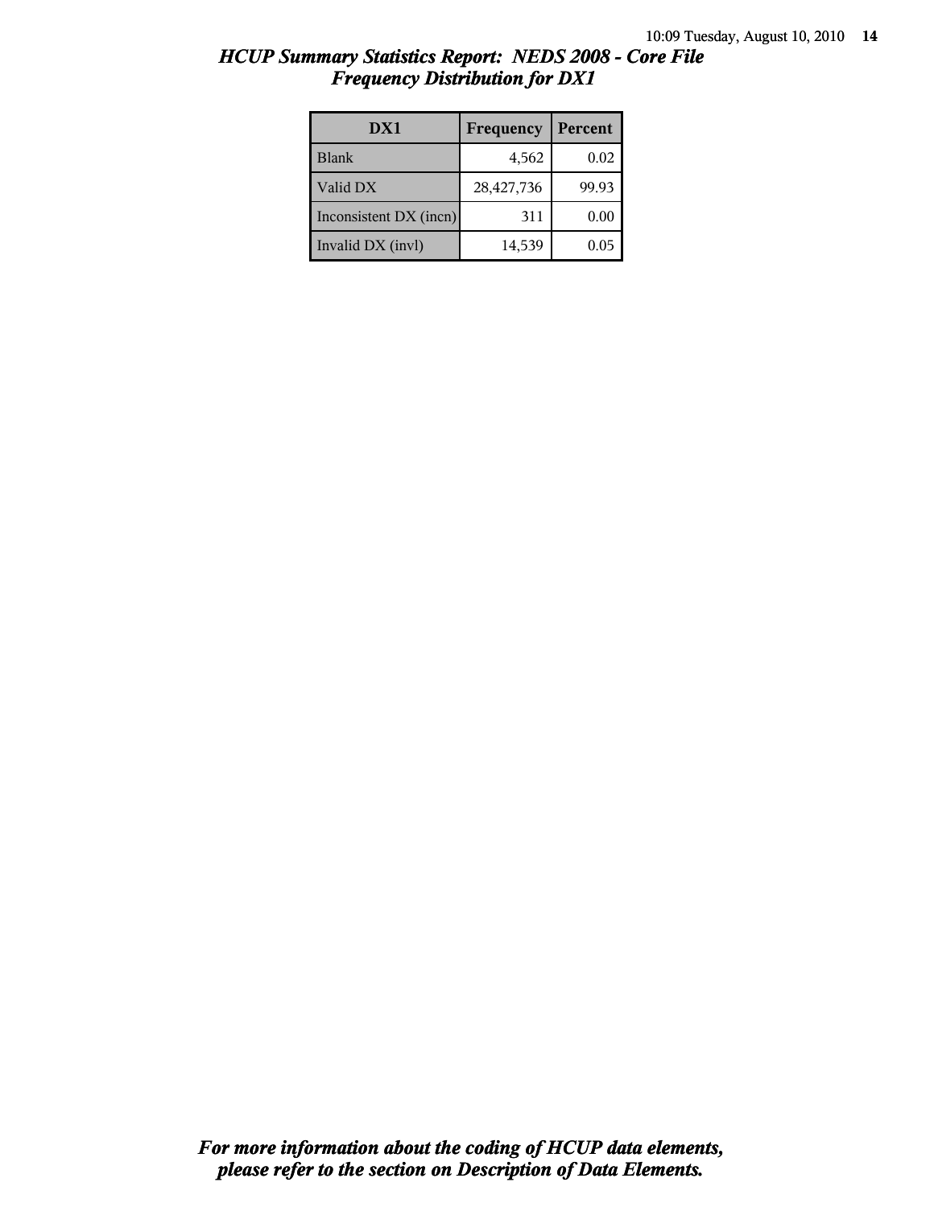## *HCUP Summary Statistics Report: NEDS 2008 - Core File*
## *Frequency Distribution for DX1*

| DX1 | Frequency | Percent |
|---|---|---|
| Blank | 4,562 | 0.02 |
| Valid DX | 28,427,736 | 99.93 |
| Inconsistent DX (incn) | 311 | 0.00 |
| Invalid DX (invl) | 14,539 | 0.05 |

***For more information about the coding of HCUP data elements, please refer to the section on Description of Data Elements.***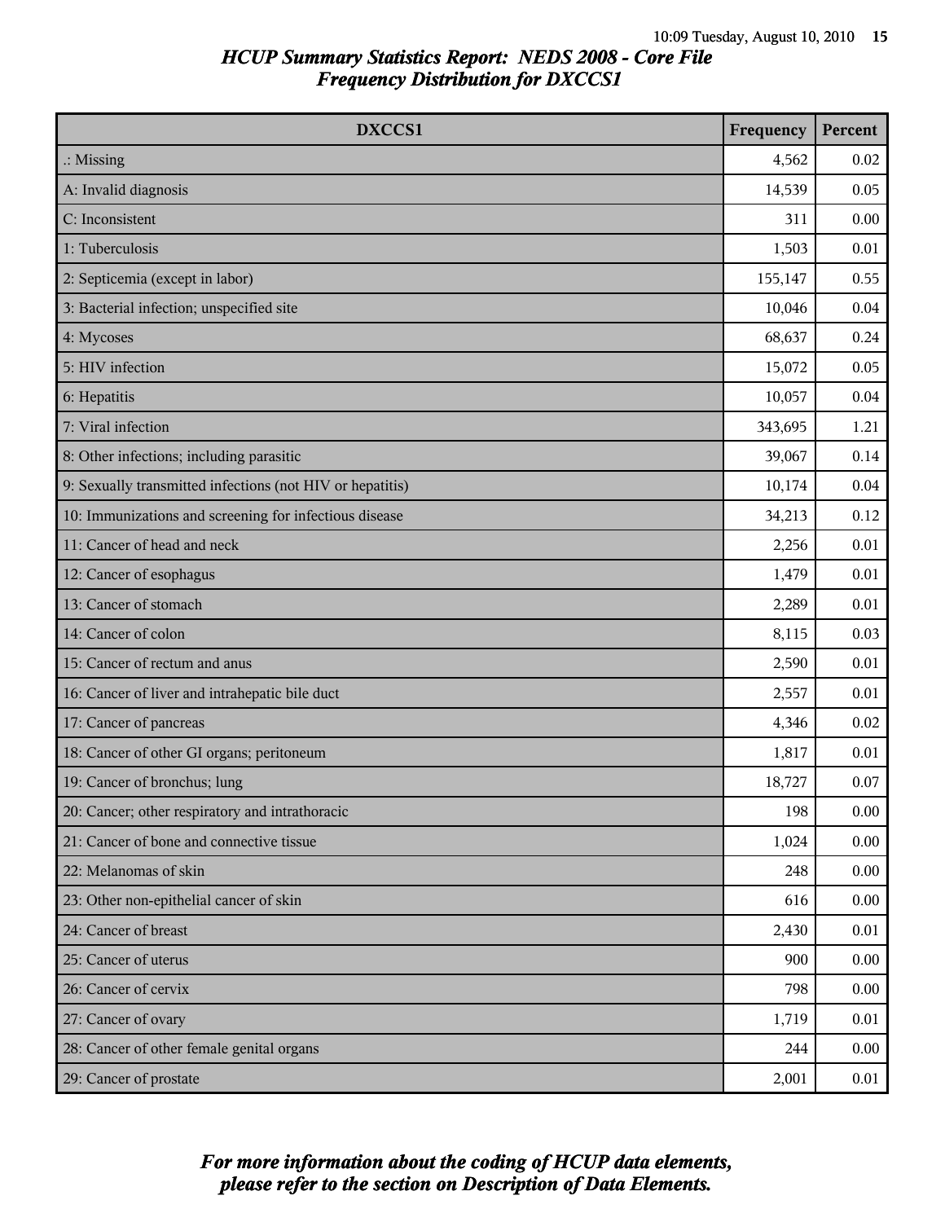# HCUP Summary Statistics Report: NEDS 2008 - Core File
## Frequency Distribution for DXCCS1

| DXCCS1 | Frequency | Percent |
|---|---|---|
| .: Missing | 4,562 | 0.02 |
| A: Invalid diagnosis | 14,539 | 0.05 |
| C: Inconsistent | 311 | 0.00 |
| 1: Tuberculosis | 1,503 | 0.01 |
| 2: Septicemia (except in labor) | 155,147 | 0.55 |
| 3: Bacterial infection; unspecified site | 10,046 | 0.04 |
| 4: Mycoses | 68,637 | 0.24 |
| 5: HIV infection | 15,072 | 0.05 |
| 6: Hepatitis | 10,057 | 0.04 |
| 7: Viral infection | 343,695 | 1.21 |
| 8: Other infections; including parasitic | 39,067 | 0.14 |
| 9: Sexually transmitted infections (not HIV or hepatitis) | 10,174 | 0.04 |
| 10: Immunizations and screening for infectious disease | 34,213 | 0.12 |
| 11: Cancer of head and neck | 2,256 | 0.01 |
| 12: Cancer of esophagus | 1,479 | 0.01 |
| 13: Cancer of stomach | 2,289 | 0.01 |
| 14: Cancer of colon | 8,115 | 0.03 |
| 15: Cancer of rectum and anus | 2,590 | 0.01 |
| 16: Cancer of liver and intrahepatic bile duct | 2,557 | 0.01 |
| 17: Cancer of pancreas | 4,346 | 0.02 |
| 18: Cancer of other GI organs; peritoneum | 1,817 | 0.01 |
| 19: Cancer of bronchus; lung | 18,727 | 0.07 |
| 20: Cancer; other respiratory and intrathoracic | 198 | 0.00 |
| 21: Cancer of bone and connective tissue | 1,024 | 0.00 |
| 22: Melanomas of skin | 248 | 0.00 |
| 23: Other non-epithelial cancer of skin | 616 | 0.00 |
| 24: Cancer of breast | 2,430 | 0.01 |
| 25: Cancer of uterus | 900 | 0.00 |
| 26: Cancer of cervix | 798 | 0.00 |
| 27: Cancer of ovary | 1,719 | 0.01 |
| 28: Cancer of other female genital organs | 244 | 0.00 |
| 29: Cancer of prostate | 2,001 | 0.01 |

*For more information about the coding of HCUP data elements, please refer to the section on Description of Data Elements.*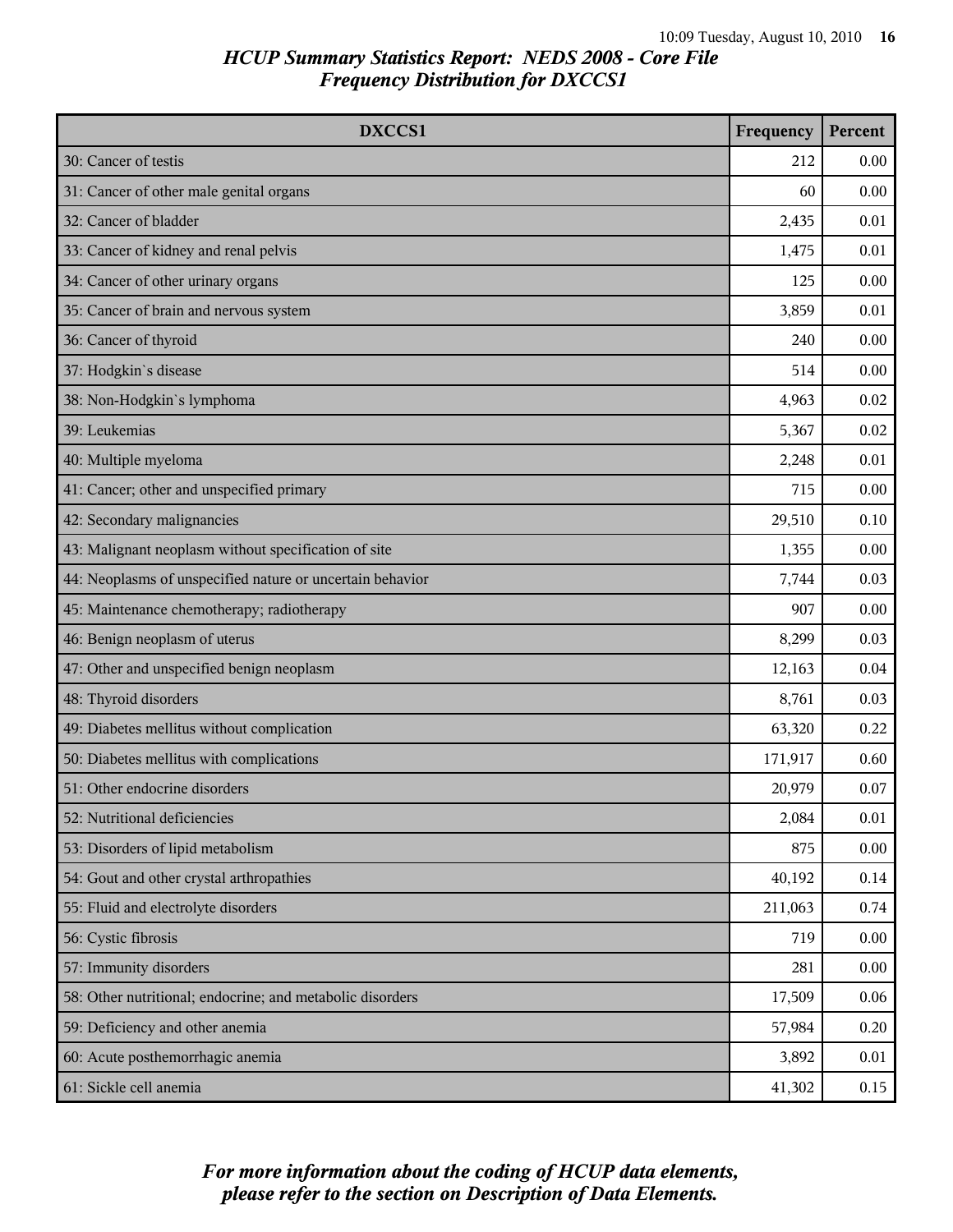## HCUP Summary Statistics Report: NEDS 2008 - Core File
## Frequency Distribution for DXCCS1

| DXCCS1 | Frequency | Percent |
|---|---|---|
| 30: Cancer of testis | 212 | 0.00 |
| 31: Cancer of other male genital organs | 60 | 0.00 |
| 32: Cancer of bladder | 2,435 | 0.01 |
| 33: Cancer of kidney and renal pelvis | 1,475 | 0.01 |
| 34: Cancer of other urinary organs | 125 | 0.00 |
| 35: Cancer of brain and nervous system | 3,859 | 0.01 |
| 36: Cancer of thyroid | 240 | 0.00 |
| 37: Hodgkin`s disease | 514 | 0.00 |
| 38: Non-Hodgkin`s lymphoma | 4,963 | 0.02 |
| 39: Leukemias | 5,367 | 0.02 |
| 40: Multiple myeloma | 2,248 | 0.01 |
| 41: Cancer; other and unspecified primary | 715 | 0.00 |
| 42: Secondary malignancies | 29,510 | 0.10 |
| 43: Malignant neoplasm without specification of site | 1,355 | 0.00 |
| 44: Neoplasms of unspecified nature or uncertain behavior | 7,744 | 0.03 |
| 45: Maintenance chemotherapy; radiotherapy | 907 | 0.00 |
| 46: Benign neoplasm of uterus | 8,299 | 0.03 |
| 47: Other and unspecified benign neoplasm | 12,163 | 0.04 |
| 48: Thyroid disorders | 8,761 | 0.03 |
| 49: Diabetes mellitus without complication | 63,320 | 0.22 |
| 50: Diabetes mellitus with complications | 171,917 | 0.60 |
| 51: Other endocrine disorders | 20,979 | 0.07 |
| 52: Nutritional deficiencies | 2,084 | 0.01 |
| 53: Disorders of lipid metabolism | 875 | 0.00 |
| 54: Gout and other crystal arthropathies | 40,192 | 0.14 |
| 55: Fluid and electrolyte disorders | 211,063 | 0.74 |
| 56: Cystic fibrosis | 719 | 0.00 |
| 57: Immunity disorders | 281 | 0.00 |
| 58: Other nutritional; endocrine; and metabolic disorders | 17,509 | 0.06 |
| 59: Deficiency and other anemia | 57,984 | 0.20 |
| 60: Acute posthemorrhagic anemia | 3,892 | 0.01 |
| 61: Sickle cell anemia | 41,302 | 0.15 |

*For more information about the coding of HCUP data elements, please refer to the section on Description of Data Elements.*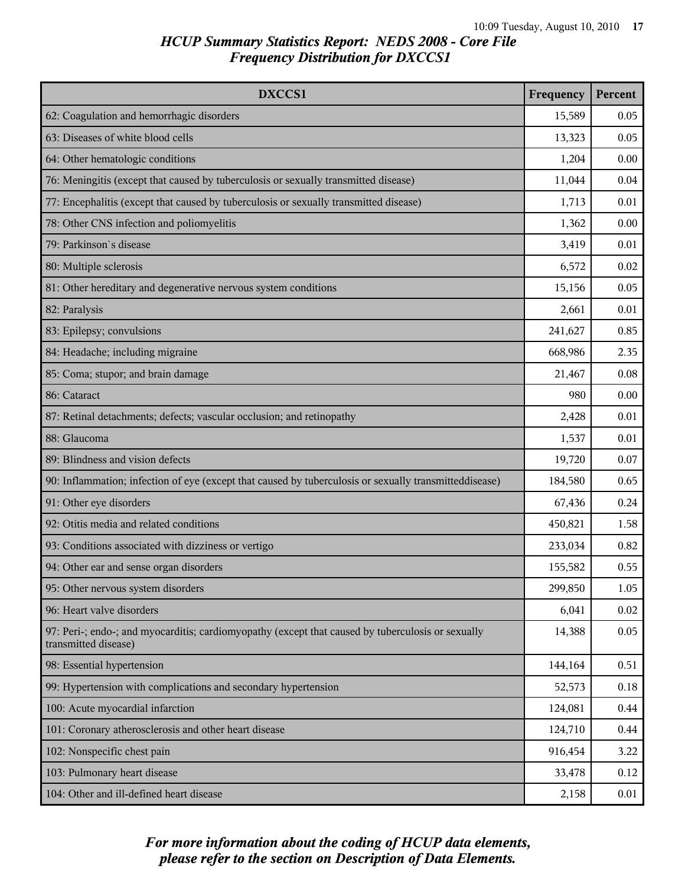## HCUP Summary Statistics Report: NEDS 2008 - Core File
## Frequency Distribution for DXCCS1

| DXCCS1 | Frequency | Percent |
|---|---|---|
| 62: Coagulation and hemorrhagic disorders | 15,589 | 0.05 |
| 63: Diseases of white blood cells | 13,323 | 0.05 |
| 64: Other hematologic conditions | 1,204 | 0.00 |
| 76: Meningitis (except that caused by tuberculosis or sexually transmitted disease) | 11,044 | 0.04 |
| 77: Encephalitis (except that caused by tuberculosis or sexually transmitted disease) | 1,713 | 0.01 |
| 78: Other CNS infection and poliomyelitis | 1,362 | 0.00 |
| 79: Parkinson`s disease | 3,419 | 0.01 |
| 80: Multiple sclerosis | 6,572 | 0.02 |
| 81: Other hereditary and degenerative nervous system conditions | 15,156 | 0.05 |
| 82: Paralysis | 2,661 | 0.01 |
| 83: Epilepsy; convulsions | 241,627 | 0.85 |
| 84: Headache; including migraine | 668,986 | 2.35 |
| 85: Coma; stupor; and brain damage | 21,467 | 0.08 |
| 86: Cataract | 980 | 0.00 |
| 87: Retinal detachments; defects; vascular occlusion; and retinopathy | 2,428 | 0.01 |
| 88: Glaucoma | 1,537 | 0.01 |
| 89: Blindness and vision defects | 19,720 | 0.07 |
| 90: Inflammation; infection of eye (except that caused by tuberculosis or sexually transmitteddisease) | 184,580 | 0.65 |
| 91: Other eye disorders | 67,436 | 0.24 |
| 92: Otitis media and related conditions | 450,821 | 1.58 |
| 93: Conditions associated with dizziness or vertigo | 233,034 | 0.82 |
| 94: Other ear and sense organ disorders | 155,582 | 0.55 |
| 95: Other nervous system disorders | 299,850 | 1.05 |
| 96: Heart valve disorders | 6,041 | 0.02 |
| 97: Peri-; endo-; and myocarditis; cardiomyopathy (except that caused by tuberculosis or sexually transmitted disease) | 14,388 | 0.05 |
| 98: Essential hypertension | 144,164 | 0.51 |
| 99: Hypertension with complications and secondary hypertension | 52,573 | 0.18 |
| 100: Acute myocardial infarction | 124,081 | 0.44 |
| 101: Coronary atherosclerosis and other heart disease | 124,710 | 0.44 |
| 102: Nonspecific chest pain | 916,454 | 3.22 |
| 103: Pulmonary heart disease | 33,478 | 0.12 |
| 104: Other and ill-defined heart disease | 2,158 | 0.01 |

*For more information about the coding of HCUP data elements, please refer to the section on Description of Data Elements.*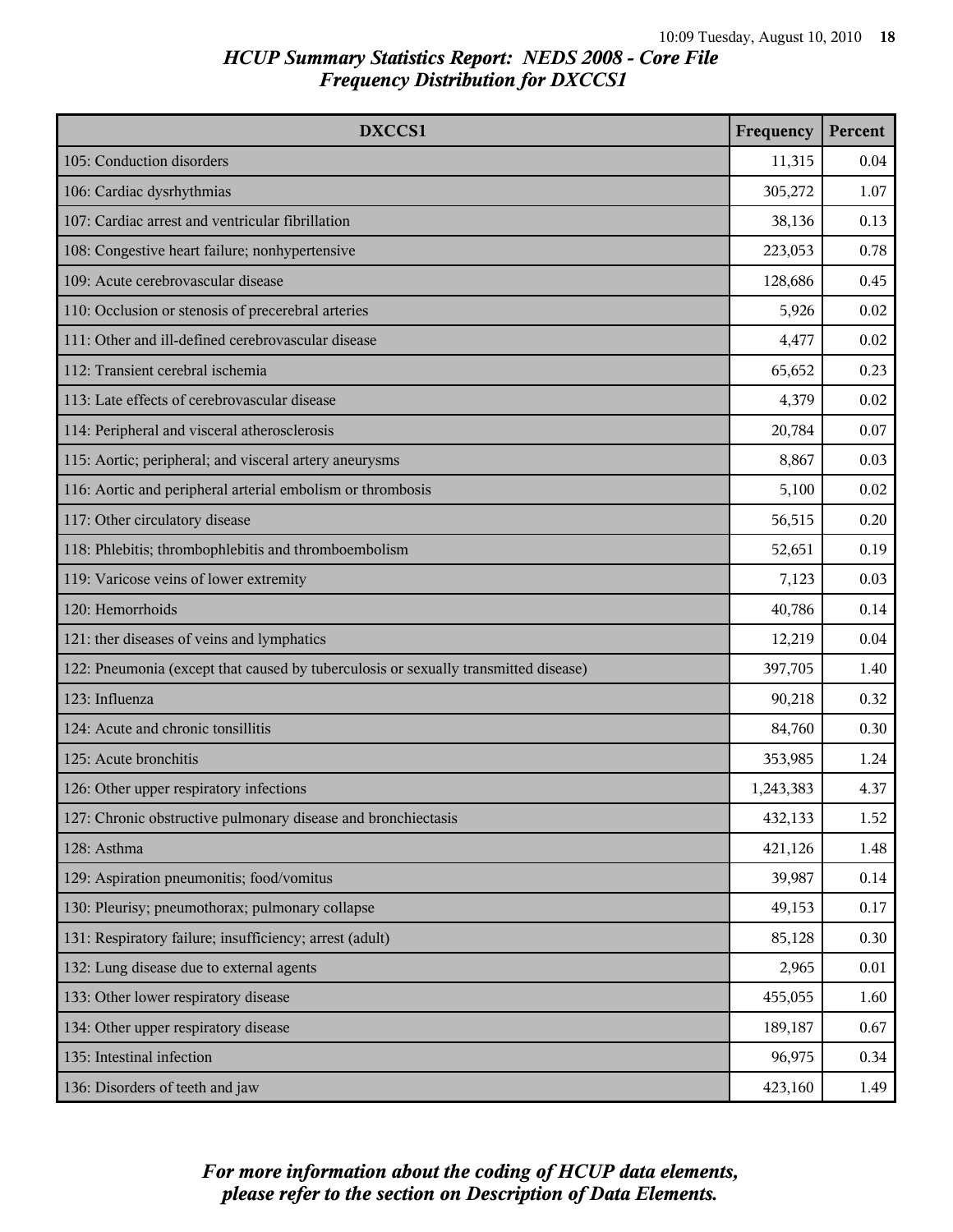## HCUP Summary Statistics Report: NEDS 2008 - Core File
## Frequency Distribution for DXCCS1

| DXCCS1 | Frequency | Percent |
|---|---|---|
| 105: Conduction disorders | 11,315 | 0.04 |
| 106: Cardiac dysrhythmias | 305,272 | 1.07 |
| 107: Cardiac arrest and ventricular fibrillation | 38,136 | 0.13 |
| 108: Congestive heart failure; nonhypertensive | 223,053 | 0.78 |
| 109: Acute cerebrovascular disease | 128,686 | 0.45 |
| 110: Occlusion or stenosis of precerebral arteries | 5,926 | 0.02 |
| 111: Other and ill-defined cerebrovascular disease | 4,477 | 0.02 |
| 112: Transient cerebral ischemia | 65,652 | 0.23 |
| 113: Late effects of cerebrovascular disease | 4,379 | 0.02 |
| 114: Peripheral and visceral atherosclerosis | 20,784 | 0.07 |
| 115: Aortic; peripheral; and visceral artery aneurysms | 8,867 | 0.03 |
| 116: Aortic and peripheral arterial embolism or thrombosis | 5,100 | 0.02 |
| 117: Other circulatory disease | 56,515 | 0.20 |
| 118: Phlebitis; thrombophlebitis and thromboembolism | 52,651 | 0.19 |
| 119: Varicose veins of lower extremity | 7,123 | 0.03 |
| 120: Hemorrhoids | 40,786 | 0.14 |
| 121: ther diseases of veins and lymphatics | 12,219 | 0.04 |
| 122: Pneumonia (except that caused by tuberculosis or sexually transmitted disease) | 397,705 | 1.40 |
| 123: Influenza | 90,218 | 0.32 |
| 124: Acute and chronic tonsillitis | 84,760 | 0.30 |
| 125: Acute bronchitis | 353,985 | 1.24 |
| 126: Other upper respiratory infections | 1,243,383 | 4.37 |
| 127: Chronic obstructive pulmonary disease and bronchiectasis | 432,133 | 1.52 |
| 128: Asthma | 421,126 | 1.48 |
| 129: Aspiration pneumonitis; food/vomitus | 39,987 | 0.14 |
| 130: Pleurisy; pneumothorax; pulmonary collapse | 49,153 | 0.17 |
| 131: Respiratory failure; insufficiency; arrest (adult) | 85,128 | 0.30 |
| 132: Lung disease due to external agents | 2,965 | 0.01 |
| 133: Other lower respiratory disease | 455,055 | 1.60 |
| 134: Other upper respiratory disease | 189,187 | 0.67 |
| 135: Intestinal infection | 96,975 | 0.34 |
| 136: Disorders of teeth and jaw | 423,160 | 1.49 |

*For more information about the coding of HCUP data elements, please refer to the section on Description of Data Elements.*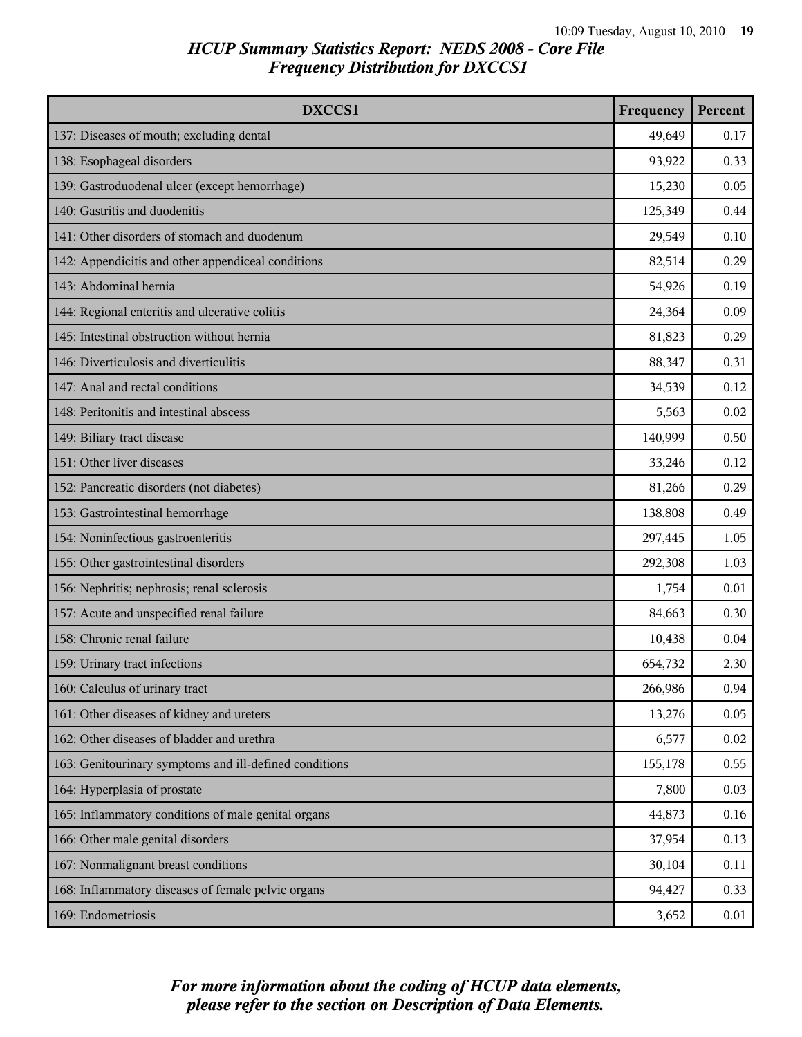## HCUP Summary Statistics Report: NEDS 2008 - Core File
## Frequency Distribution for DXCCS1

| DXCCS1 | Frequency | Percent |
|---|---|---|
| 137: Diseases of mouth; excluding dental | 49,649 | 0.17 |
| 138: Esophageal disorders | 93,922 | 0.33 |
| 139: Gastroduodenal ulcer (except hemorrhage) | 15,230 | 0.05 |
| 140: Gastritis and duodenitis | 125,349 | 0.44 |
| 141: Other disorders of stomach and duodenum | 29,549 | 0.10 |
| 142: Appendicitis and other appendiceal conditions | 82,514 | 0.29 |
| 143: Abdominal hernia | 54,926 | 0.19 |
| 144: Regional enteritis and ulcerative colitis | 24,364 | 0.09 |
| 145: Intestinal obstruction without hernia | 81,823 | 0.29 |
| 146: Diverticulosis and diverticulitis | 88,347 | 0.31 |
| 147: Anal and rectal conditions | 34,539 | 0.12 |
| 148: Peritonitis and intestinal abscess | 5,563 | 0.02 |
| 149: Biliary tract disease | 140,999 | 0.50 |
| 151: Other liver diseases | 33,246 | 0.12 |
| 152: Pancreatic disorders (not diabetes) | 81,266 | 0.29 |
| 153: Gastrointestinal hemorrhage | 138,808 | 0.49 |
| 154: Noninfectious gastroenteritis | 297,445 | 1.05 |
| 155: Other gastrointestinal disorders | 292,308 | 1.03 |
| 156: Nephritis; nephrosis; renal sclerosis | 1,754 | 0.01 |
| 157: Acute and unspecified renal failure | 84,663 | 0.30 |
| 158: Chronic renal failure | 10,438 | 0.04 |
| 159: Urinary tract infections | 654,732 | 2.30 |
| 160: Calculus of urinary tract | 266,986 | 0.94 |
| 161: Other diseases of kidney and ureters | 13,276 | 0.05 |
| 162: Other diseases of bladder and urethra | 6,577 | 0.02 |
| 163: Genitourinary symptoms and ill-defined conditions | 155,178 | 0.55 |
| 164: Hyperplasia of prostate | 7,800 | 0.03 |
| 165: Inflammatory conditions of male genital organs | 44,873 | 0.16 |
| 166: Other male genital disorders | 37,954 | 0.13 |
| 167: Nonmalignant breast conditions | 30,104 | 0.11 |
| 168: Inflammatory diseases of female pelvic organs | 94,427 | 0.33 |
| 169: Endometriosis | 3,652 | 0.01 |

*For more information about the coding of HCUP data elements, please refer to the section on Description of Data Elements.*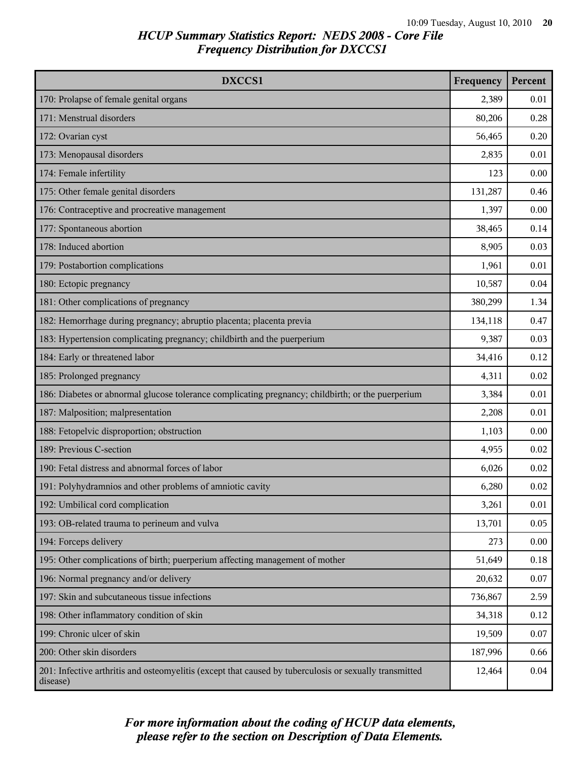# HCUP Summary Statistics Report: NEDS 2008 - Core File
## Frequency Distribution for DXCCS1

| DXCCS1 | Frequency | Percent |
|---|---|---|
| 170: Prolapse of female genital organs | 2,389 | 0.01 |
| 171: Menstrual disorders | 80,206 | 0.28 |
| 172: Ovarian cyst | 56,465 | 0.20 |
| 173: Menopausal disorders | 2,835 | 0.01 |
| 174: Female infertility | 123 | 0.00 |
| 175: Other female genital disorders | 131,287 | 0.46 |
| 176: Contraceptive and procreative management | 1,397 | 0.00 |
| 177: Spontaneous abortion | 38,465 | 0.14 |
| 178: Induced abortion | 8,905 | 0.03 |
| 179: Postabortion complications | 1,961 | 0.01 |
| 180: Ectopic pregnancy | 10,587 | 0.04 |
| 181: Other complications of pregnancy | 380,299 | 1.34 |
| 182: Hemorrhage during pregnancy; abruptio placenta; placenta previa | 134,118 | 0.47 |
| 183: Hypertension complicating pregnancy; childbirth and the puerperium | 9,387 | 0.03 |
| 184: Early or threatened labor | 34,416 | 0.12 |
| 185: Prolonged pregnancy | 4,311 | 0.02 |
| 186: Diabetes or abnormal glucose tolerance complicating pregnancy; childbirth; or the puerperium | 3,384 | 0.01 |
| 187: Malposition; malpresentation | 2,208 | 0.01 |
| 188: Fetopelvic disproportion; obstruction | 1,103 | 0.00 |
| 189: Previous C-section | 4,955 | 0.02 |
| 190: Fetal distress and abnormal forces of labor | 6,026 | 0.02 |
| 191: Polyhydramnios and other problems of amniotic cavity | 6,280 | 0.02 |
| 192: Umbilical cord complication | 3,261 | 0.01 |
| 193: OB-related trauma to perineum and vulva | 13,701 | 0.05 |
| 194: Forceps delivery | 273 | 0.00 |
| 195: Other complications of birth; puerperium affecting management of mother | 51,649 | 0.18 |
| 196: Normal pregnancy and/or delivery | 20,632 | 0.07 |
| 197: Skin and subcutaneous tissue infections | 736,867 | 2.59 |
| 198: Other inflammatory condition of skin | 34,318 | 0.12 |
| 199: Chronic ulcer of skin | 19,509 | 0.07 |
| 200: Other skin disorders | 187,996 | 0.66 |
| 201: Infective arthritis and osteomyelitis (except that caused by tuberculosis or sexually transmitted disease) | 12,464 | 0.04 |

*For more information about the coding of HCUP data elements, please refer to the section on Description of Data Elements.*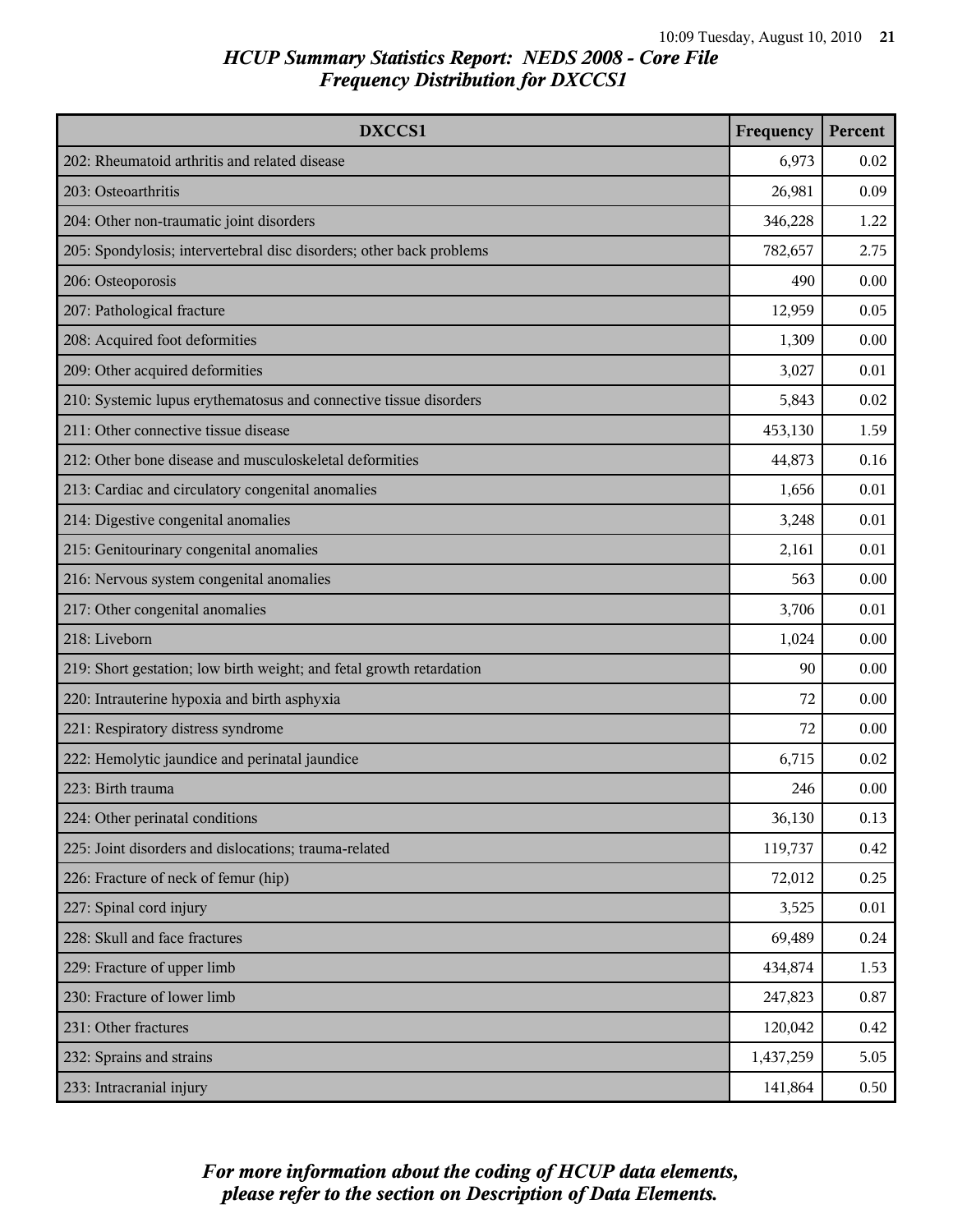## HCUP Summary Statistics Report: NEDS 2008 - Core File
## Frequency Distribution for DXCCS1

| DXCCS1 | Frequency | Percent |
| --- | --- | --- |
| 202: Rheumatoid arthritis and related disease | 6,973 | 0.02 |
| 203: Osteoarthritis | 26,981 | 0.09 |
| 204: Other non-traumatic joint disorders | 346,228 | 1.22 |
| 205: Spondylosis; intervertebral disc disorders; other back problems | 782,657 | 2.75 |
| 206: Osteoporosis | 490 | 0.00 |
| 207: Pathological fracture | 12,959 | 0.05 |
| 208: Acquired foot deformities | 1,309 | 0.00 |
| 209: Other acquired deformities | 3,027 | 0.01 |
| 210: Systemic lupus erythematosus and connective tissue disorders | 5,843 | 0.02 |
| 211: Other connective tissue disease | 453,130 | 1.59 |
| 212: Other bone disease and musculoskeletal deformities | 44,873 | 0.16 |
| 213: Cardiac and circulatory congenital anomalies | 1,656 | 0.01 |
| 214: Digestive congenital anomalies | 3,248 | 0.01 |
| 215: Genitourinary congenital anomalies | 2,161 | 0.01 |
| 216: Nervous system congenital anomalies | 563 | 0.00 |
| 217: Other congenital anomalies | 3,706 | 0.01 |
| 218: Liveborn | 1,024 | 0.00 |
| 219: Short gestation; low birth weight; and fetal growth retardation | 90 | 0.00 |
| 220: Intrauterine hypoxia and birth asphyxia | 72 | 0.00 |
| 221: Respiratory distress syndrome | 72 | 0.00 |
| 222: Hemolytic jaundice and perinatal jaundice | 6,715 | 0.02 |
| 223: Birth trauma | 246 | 0.00 |
| 224: Other perinatal conditions | 36,130 | 0.13 |
| 225: Joint disorders and dislocations; trauma-related | 119,737 | 0.42 |
| 226: Fracture of neck of femur (hip) | 72,012 | 0.25 |
| 227: Spinal cord injury | 3,525 | 0.01 |
| 228: Skull and face fractures | 69,489 | 0.24 |
| 229: Fracture of upper limb | 434,874 | 1.53 |
| 230: Fracture of lower limb | 247,823 | 0.87 |
| 231: Other fractures | 120,042 | 0.42 |
| 232: Sprains and strains | 1,437,259 | 5.05 |
| 233: Intracranial injury | 141,864 | 0.50 |

*For more information about the coding of HCUP data elements, please refer to the section on Description of Data Elements.*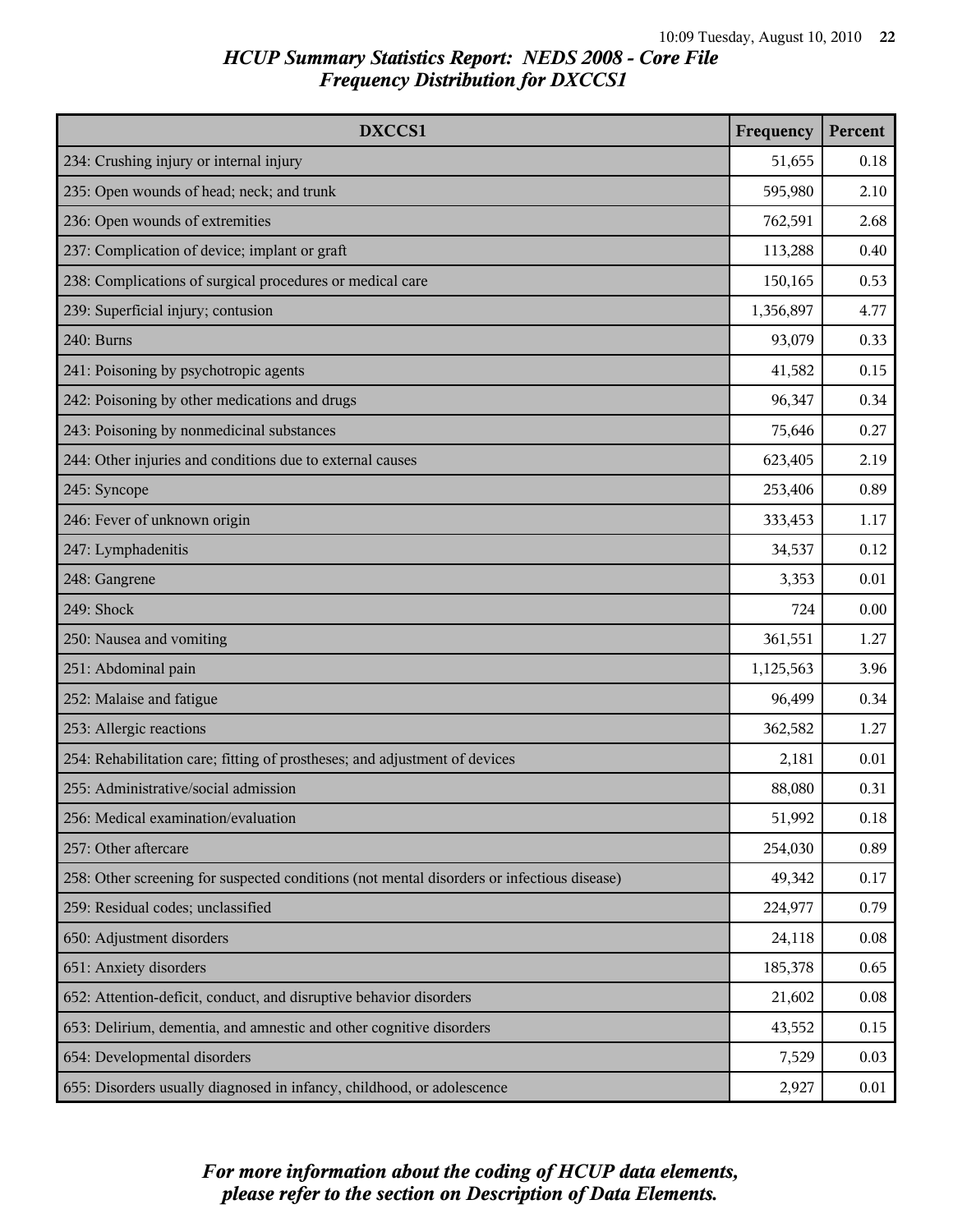## HCUP Summary Statistics Report: NEDS 2008 - Core File
## Frequency Distribution for DXCCS1

| DXCCS1 | Frequency | Percent |
|---|---|---|
| 234: Crushing injury or internal injury | 51,655 | 0.18 |
| 235: Open wounds of head; neck; and trunk | 595,980 | 2.10 |
| 236: Open wounds of extremities | 762,591 | 2.68 |
| 237: Complication of device; implant or graft | 113,288 | 0.40 |
| 238: Complications of surgical procedures or medical care | 150,165 | 0.53 |
| 239: Superficial injury; contusion | 1,356,897 | 4.77 |
| 240: Burns | 93,079 | 0.33 |
| 241: Poisoning by psychotropic agents | 41,582 | 0.15 |
| 242: Poisoning by other medications and drugs | 96,347 | 0.34 |
| 243: Poisoning by nonmedicinal substances | 75,646 | 0.27 |
| 244: Other injuries and conditions due to external causes | 623,405 | 2.19 |
| 245: Syncope | 253,406 | 0.89 |
| 246: Fever of unknown origin | 333,453 | 1.17 |
| 247: Lymphadenitis | 34,537 | 0.12 |
| 248: Gangrene | 3,353 | 0.01 |
| 249: Shock | 724 | 0.00 |
| 250: Nausea and vomiting | 361,551 | 1.27 |
| 251: Abdominal pain | 1,125,563 | 3.96 |
| 252: Malaise and fatigue | 96,499 | 0.34 |
| 253: Allergic reactions | 362,582 | 1.27 |
| 254: Rehabilitation care; fitting of prostheses; and adjustment of devices | 2,181 | 0.01 |
| 255: Administrative/social admission | 88,080 | 0.31 |
| 256: Medical examination/evaluation | 51,992 | 0.18 |
| 257: Other aftercare | 254,030 | 0.89 |
| 258: Other screening for suspected conditions (not mental disorders or infectious disease) | 49,342 | 0.17 |
| 259: Residual codes; unclassified | 224,977 | 0.79 |
| 650: Adjustment disorders | 24,118 | 0.08 |
| 651: Anxiety disorders | 185,378 | 0.65 |
| 652: Attention-deficit, conduct, and disruptive behavior disorders | 21,602 | 0.08 |
| 653: Delirium, dementia, and amnestic and other cognitive disorders | 43,552 | 0.15 |
| 654: Developmental disorders | 7,529 | 0.03 |
| 655: Disorders usually diagnosed in infancy, childhood, or adolescence | 2,927 | 0.01 |

*For more information about the coding of HCUP data elements, please refer to the section on Description of Data Elements.*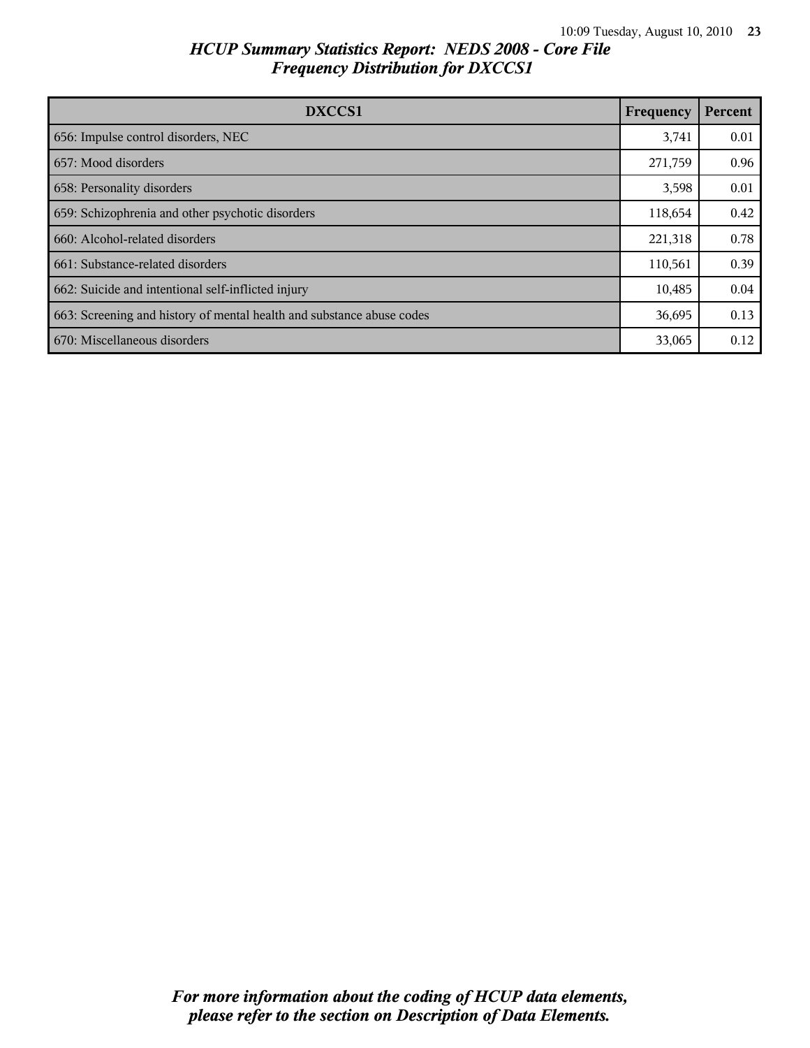# HCUP Summary Statistics Report: NEDS 2008 - Core File
## Frequency Distribution for DXCCS1

| DXCCS1 | Frequency | Percent |
|---|---|---|
| 656: Impulse control disorders, NEC | 3,741 | 0.01 |
| 657: Mood disorders | 271,759 | 0.96 |
| 658: Personality disorders | 3,598 | 0.01 |
| 659: Schizophrenia and other psychotic disorders | 118,654 | 0.42 |
| 660: Alcohol-related disorders | 221,318 | 0.78 |
| 661: Substance-related disorders | 110,561 | 0.39 |
| 662: Suicide and intentional self-inflicted injury | 10,485 | 0.04 |
| 663: Screening and history of mental health and substance abuse codes | 36,695 | 0.13 |
| 670: Miscellaneous disorders | 33,065 | 0.12 |

*For more information about the coding of HCUP data elements, please refer to the section on Description of Data Elements.*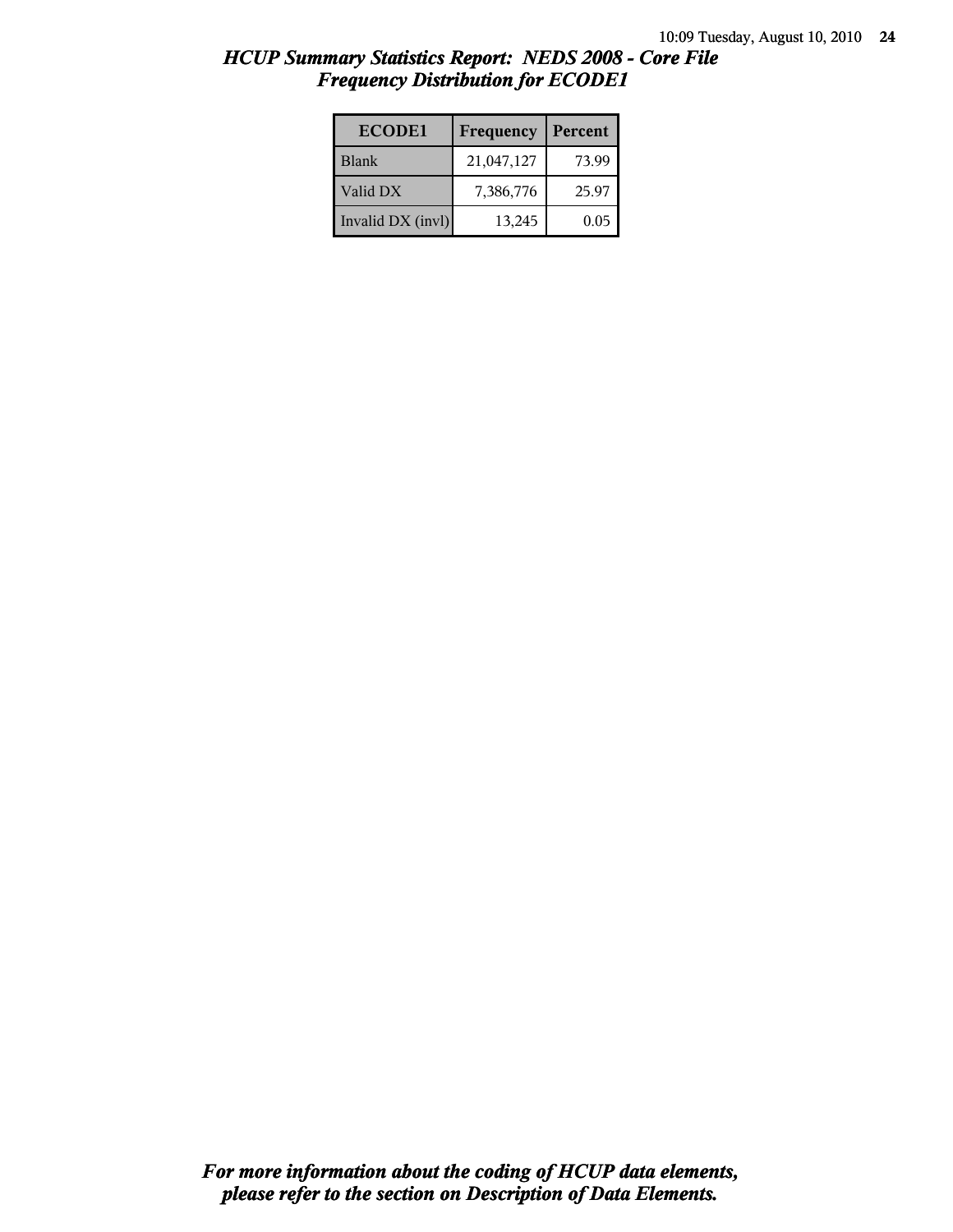# *HCUP Summary Statistics Report: NEDS 2008 - Core File*
## *Frequency Distribution for ECODE1*

| ECODE1 | Frequency | Percent |
|---|---|---|
| Blank | 21,047,127 | 73.99 |
| Valid DX | 7,386,776 | 25.97 |
| Invalid DX (invl) | 13,245 | 0.05 |

***For more information about the coding of HCUP data elements, please refer to the section on Description of Data Elements.***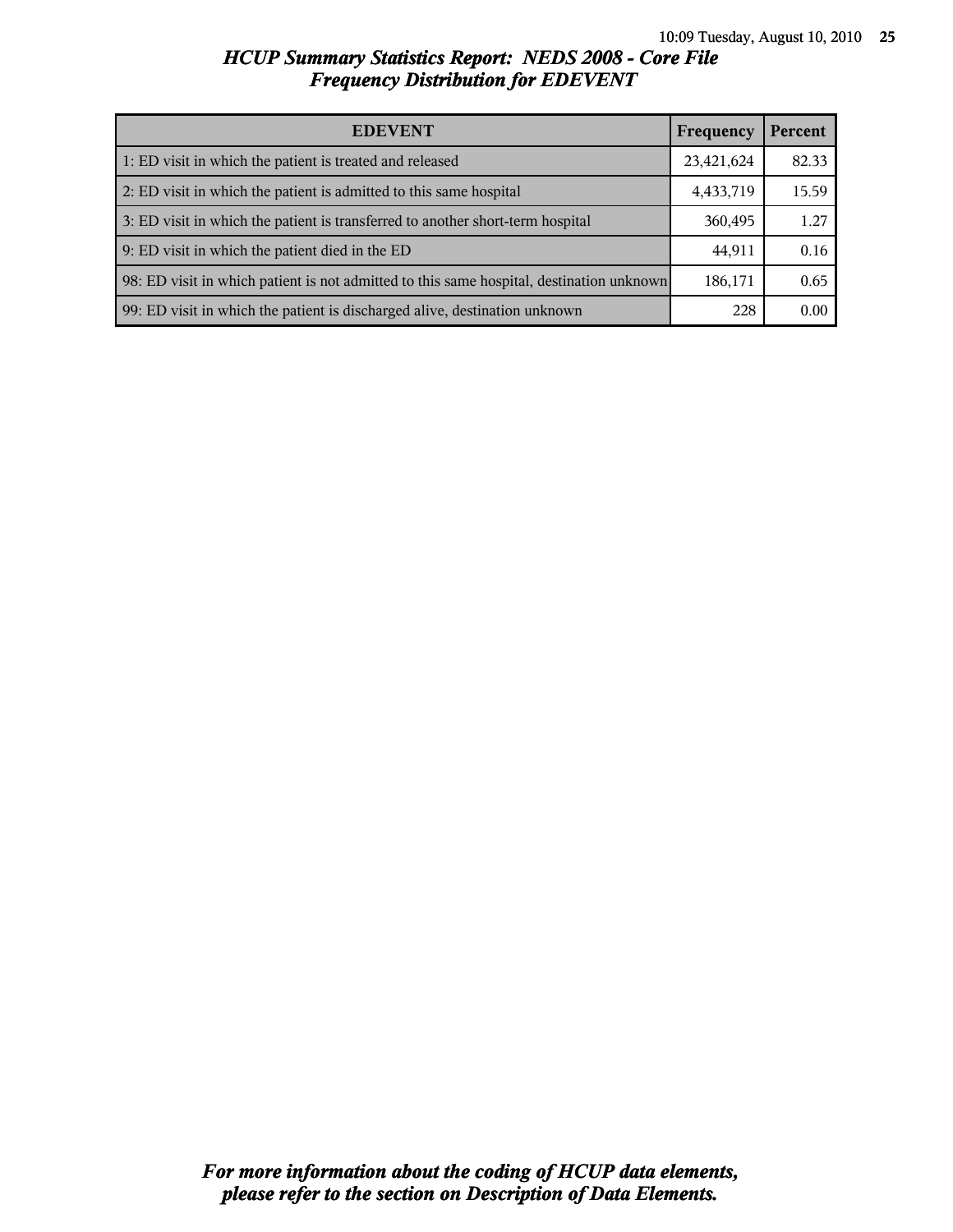# *HCUP Summary Statistics Report: NEDS 2008 - Core File*
## *Frequency Distribution for EDEVENT*

| EDEVENT | Frequency | Percent |
|---|---|---|
| 1: ED visit in which the patient is treated and released | 23,421,624 | 82.33 |
| 2: ED visit in which the patient is admitted to this same hospital | 4,433,719 | 15.59 |
| 3: ED visit in which the patient is transferred to another short-term hospital | 360,495 | 1.27 |
| 9: ED visit in which the patient died in the ED | 44,911 | 0.16 |
| 98: ED visit in which patient is not admitted to this same hospital, destination unknown | 186,171 | 0.65 |
| 99: ED visit in which the patient is discharged alive, destination unknown | 228 | 0.00 |

***For more information about the coding of HCUP data elements, please refer to the section on Description of Data Elements.***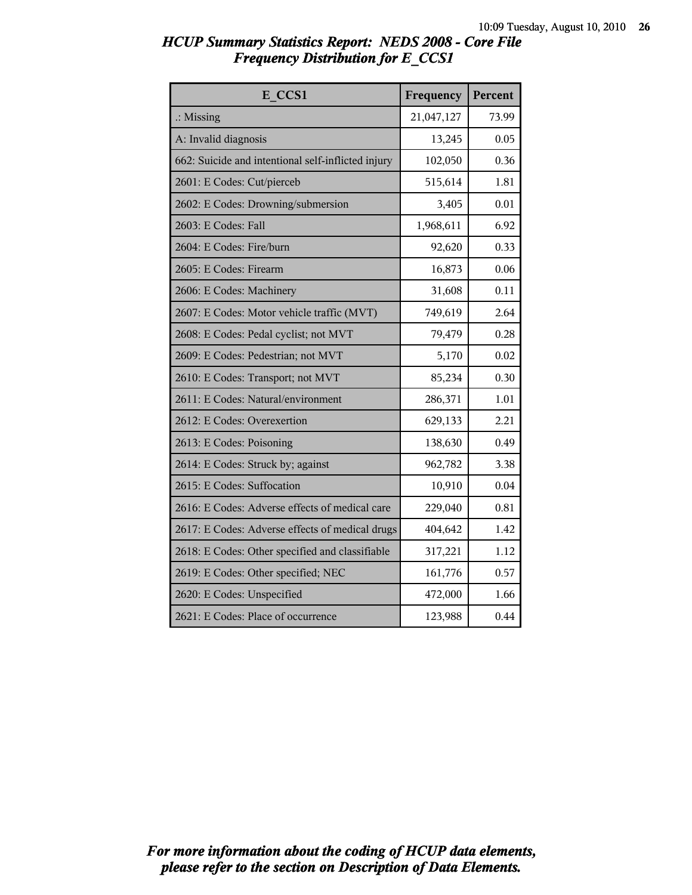# HCUP Summary Statistics Report: NEDS 2008 - Core File
## Frequency Distribution for E_CCS1

| E_CCS1 | Frequency | Percent |
|---|---|---|
| .: Missing | 21,047,127 | 73.99 |
| A: Invalid diagnosis | 13,245 | 0.05 |
| 662: Suicide and intentional self-inflicted injury | 102,050 | 0.36 |
| 2601: E Codes: Cut/pierceb | 515,614 | 1.81 |
| 2602: E Codes: Drowning/submersion | 3,405 | 0.01 |
| 2603: E Codes: Fall | 1,968,611 | 6.92 |
| 2604: E Codes: Fire/burn | 92,620 | 0.33 |
| 2605: E Codes: Firearm | 16,873 | 0.06 |
| 2606: E Codes: Machinery | 31,608 | 0.11 |
| 2607: E Codes: Motor vehicle traffic (MVT) | 749,619 | 2.64 |
| 2608: E Codes: Pedal cyclist; not MVT | 79,479 | 0.28 |
| 2609: E Codes: Pedestrian; not MVT | 5,170 | 0.02 |
| 2610: E Codes: Transport; not MVT | 85,234 | 0.30 |
| 2611: E Codes: Natural/environment | 286,371 | 1.01 |
| 2612: E Codes: Overexertion | 629,133 | 2.21 |
| 2613: E Codes: Poisoning | 138,630 | 0.49 |
| 2614: E Codes: Struck by; against | 962,782 | 3.38 |
| 2615: E Codes: Suffocation | 10,910 | 0.04 |
| 2616: E Codes: Adverse effects of medical care | 229,040 | 0.81 |
| 2617: E Codes: Adverse effects of medical drugs | 404,642 | 1.42 |
| 2618: E Codes: Other specified and classifiable | 317,221 | 1.12 |
| 2619: E Codes: Other specified; NEC | 161,776 | 0.57 |
| 2620: E Codes: Unspecified | 472,000 | 1.66 |
| 2621: E Codes: Place of occurrence | 123,988 | 0.44 |

*For more information about the coding of HCUP data elements, please refer to the section on Description of Data Elements.*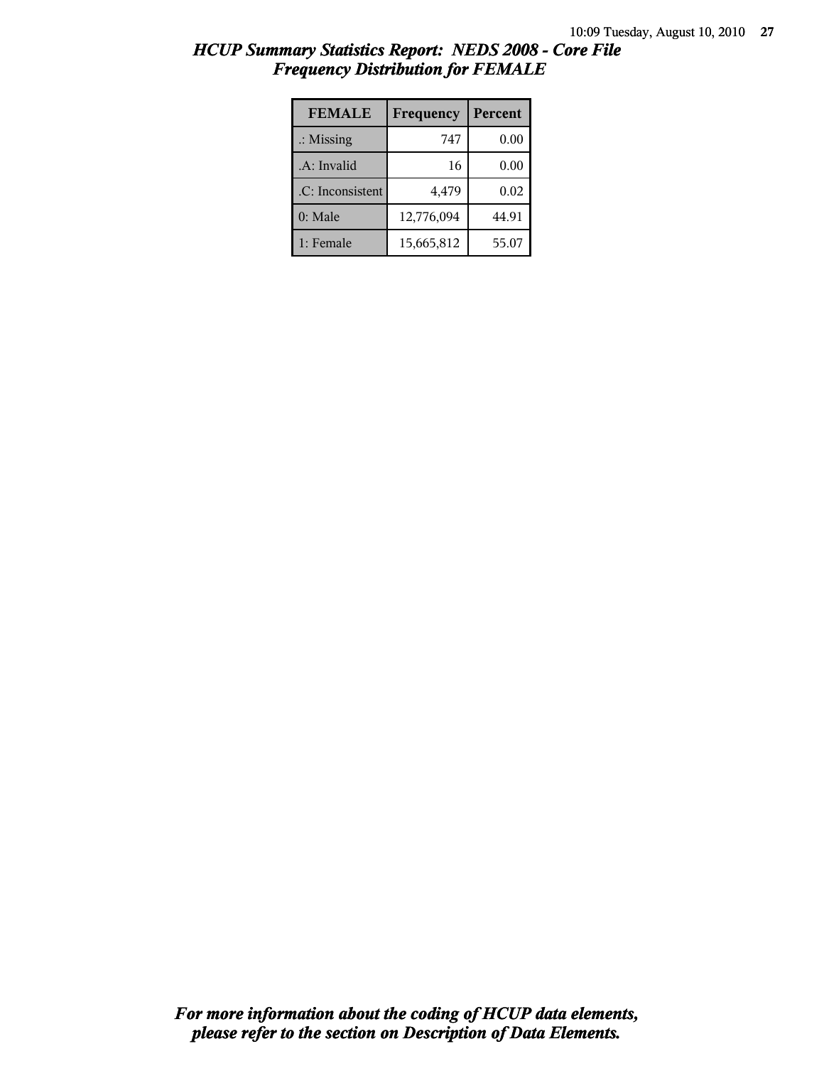# HCUP Summary Statistics Report: NEDS 2008 - Core File
## Frequency Distribution for FEMALE

| FEMALE | Frequency | Percent |
|---|---|---|
| .: Missing | 747 | 0.00 |
| .A: Invalid | 16 | 0.00 |
| .C: Inconsistent | 4,479 | 0.02 |
| 0: Male | 12,776,094 | 44.91 |
| 1: Female | 15,665,812 | 55.07 |

*For more information about the coding of HCUP data elements, please refer to the section on Description of Data Elements.*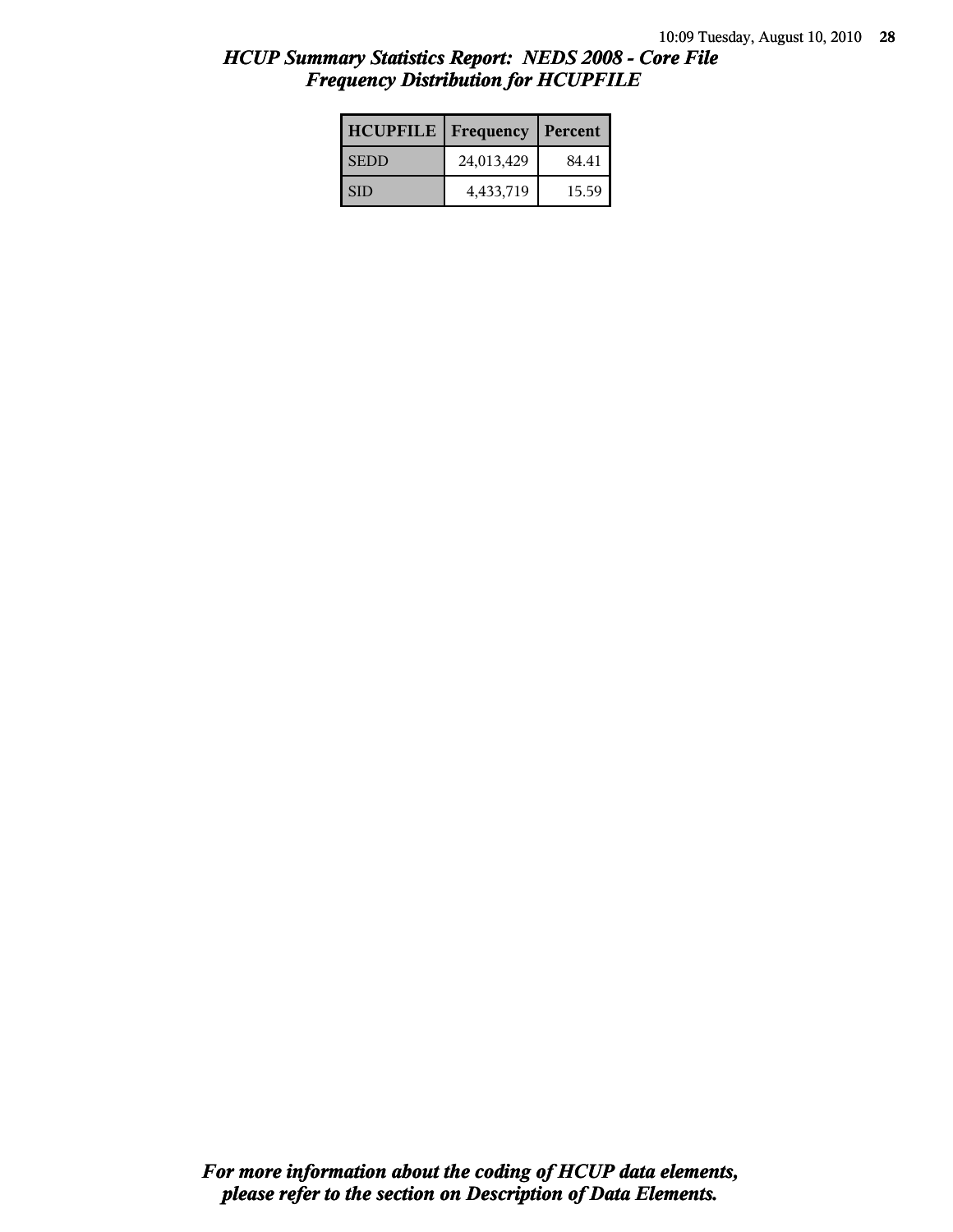# HCUP Summary Statistics Report: NEDS 2008 - Core File

## Frequency Distribution for HCUPFILE

| HCUPFILE | Frequency | Percent |
| --- | --- | --- |
| SEDD | 24,013,429 | 84.41 |
| SID | 4,433,719 | 15.59 |

*For more information about the coding of HCUP data elements, please refer to the section on Description of Data Elements.*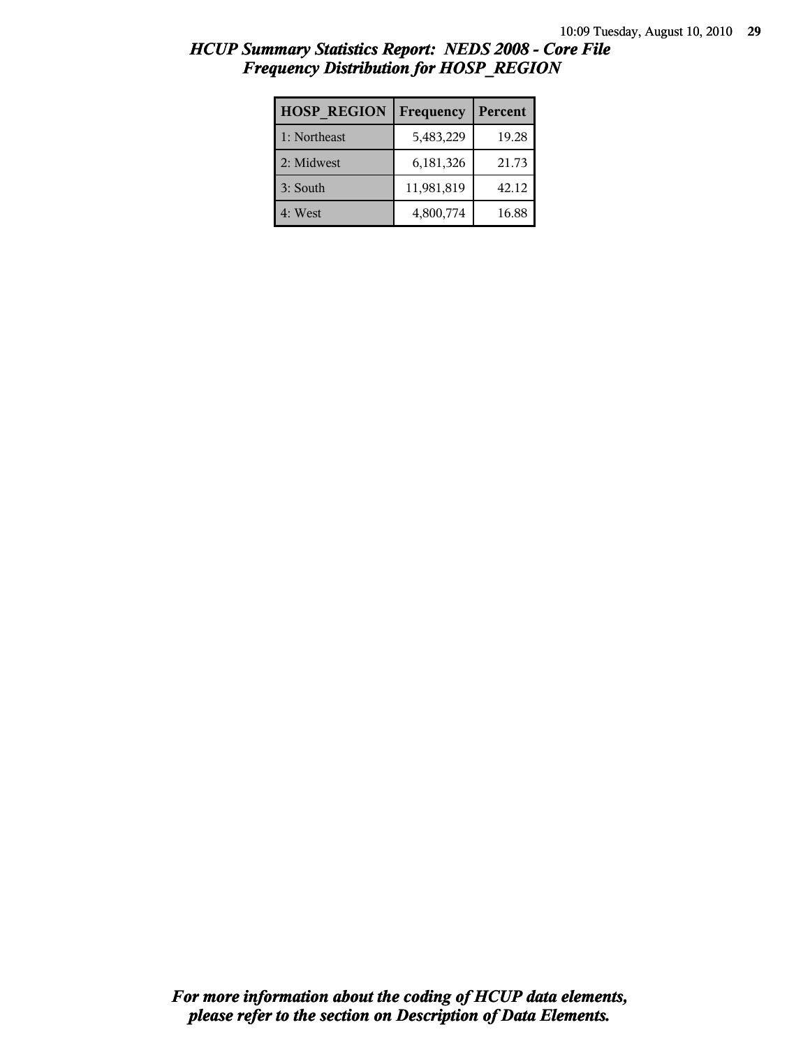## *HCUP Summary Statistics Report: NEDS 2008 - Core File*
## *Frequency Distribution for HOSP_REGION*

| HOSP_REGION | Frequency | Percent |
|---|---|---|
| 1: Northeast | 5,483,229 | 19.28 |
| 2: Midwest | 6,181,326 | 21.73 |
| 3: South | 11,981,819 | 42.12 |
| 4: West | 4,800,774 | 16.88 |

***For more information about the coding of HCUP data elements, please refer to the section on Description of Data Elements.***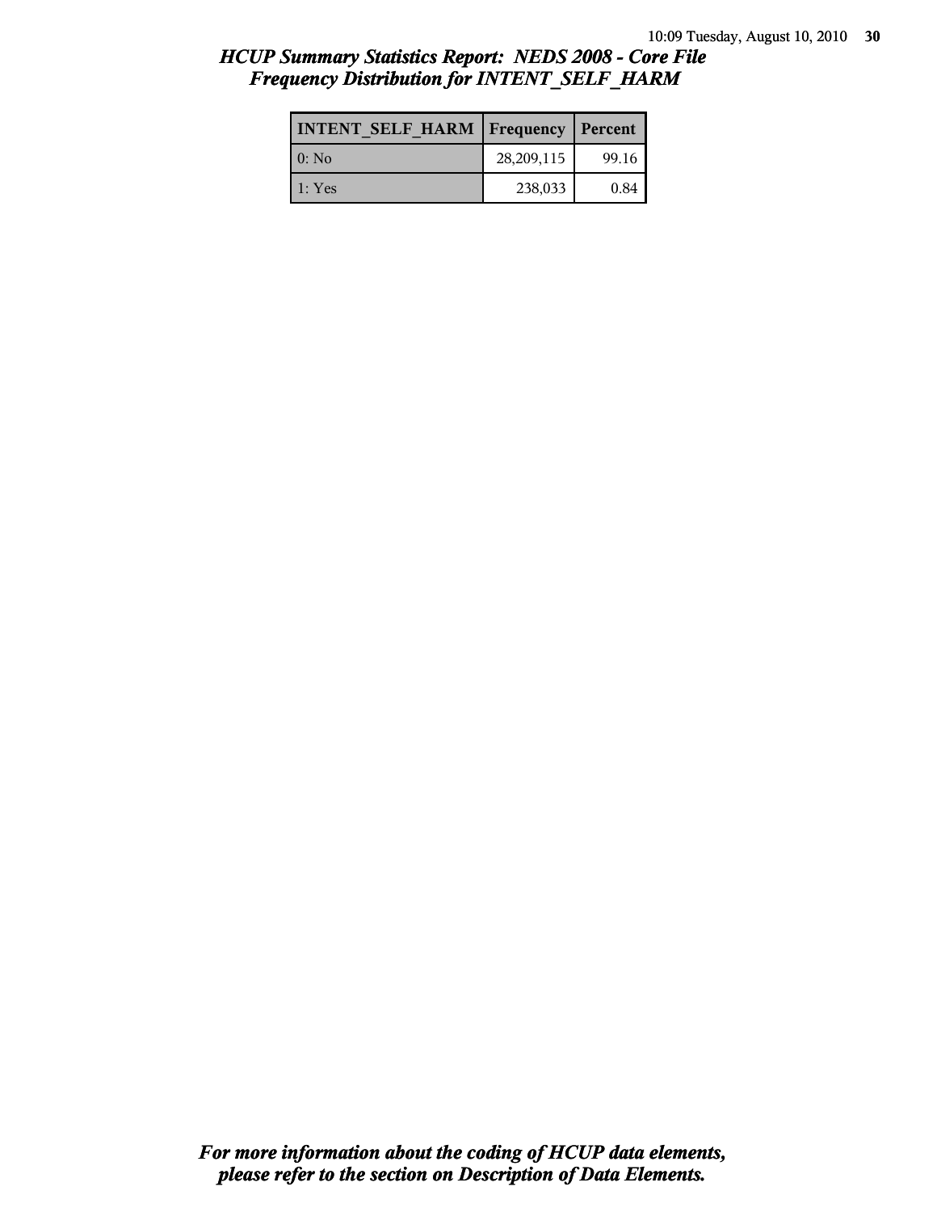# HCUP Summary Statistics Report: NEDS 2008 - Core File
## Frequency Distribution for INTENT_SELF_HARM

| INTENT_SELF_HARM | Frequency | Percent |
|---|---|---|
| 0: No | 28,209,115 | 99.16 |
| 1: Yes | 238,033 | 0.84 |

*For more information about the coding of HCUP data elements, please refer to the section on Description of Data Elements.*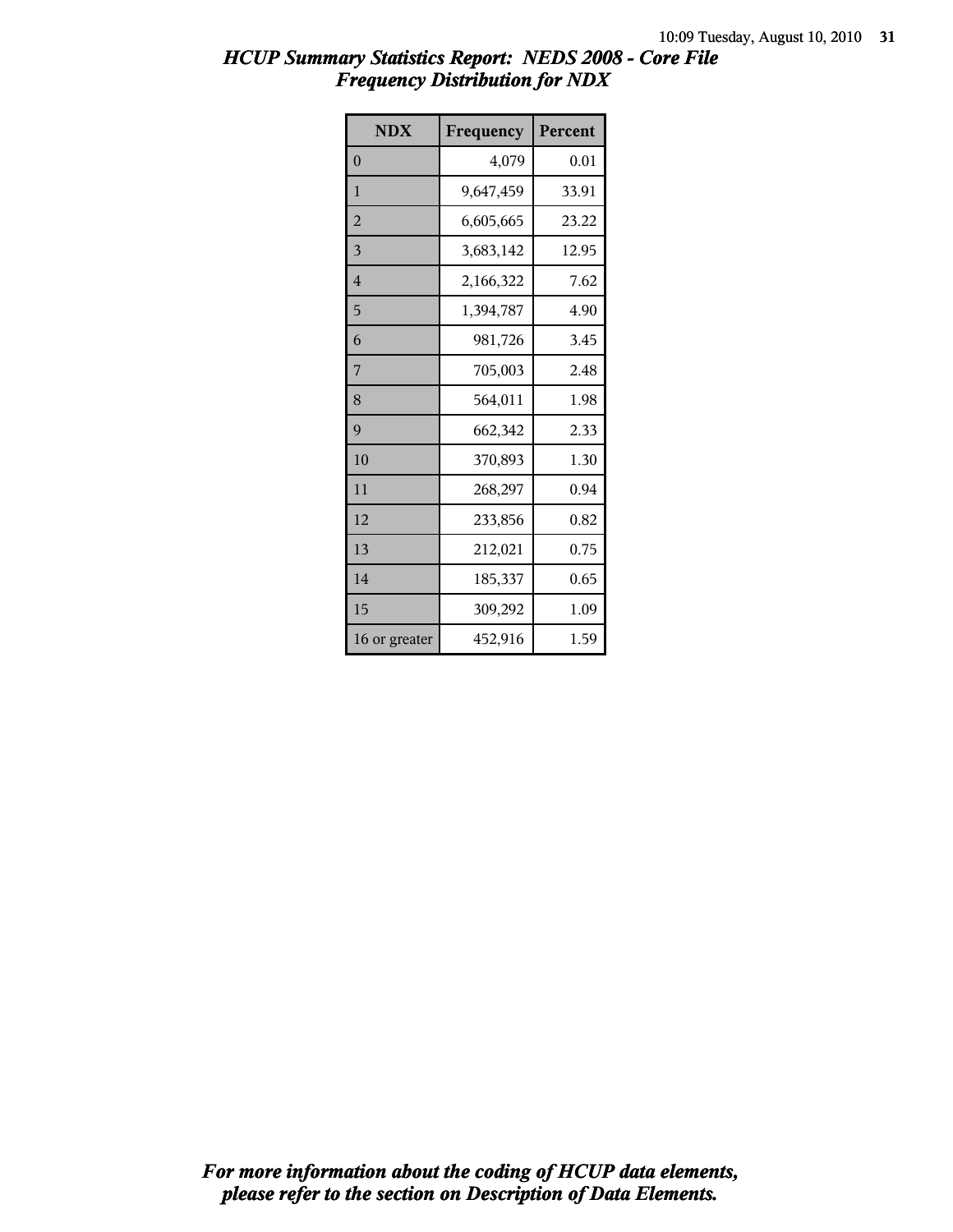# *HCUP Summary Statistics Report: NEDS 2008 - Core File*
## *Frequency Distribution for NDX*

| NDX | Frequency | Percent |
|---|---|---|
| 0 | 4,079 | 0.01 |
| 1 | 9,647,459 | 33.91 |
| 2 | 6,605,665 | 23.22 |
| 3 | 3,683,142 | 12.95 |
| 4 | 2,166,322 | 7.62 |
| 5 | 1,394,787 | 4.90 |
| 6 | 981,726 | 3.45 |
| 7 | 705,003 | 2.48 |
| 8 | 564,011 | 1.98 |
| 9 | 662,342 | 2.33 |
| 10 | 370,893 | 1.30 |
| 11 | 268,297 | 0.94 |
| 12 | 233,856 | 0.82 |
| 13 | 212,021 | 0.75 |
| 14 | 185,337 | 0.65 |
| 15 | 309,292 | 1.09 |
| 16 or greater | 452,916 | 1.59 |

***For more information about the coding of HCUP data elements, please refer to the section on Description of Data Elements.***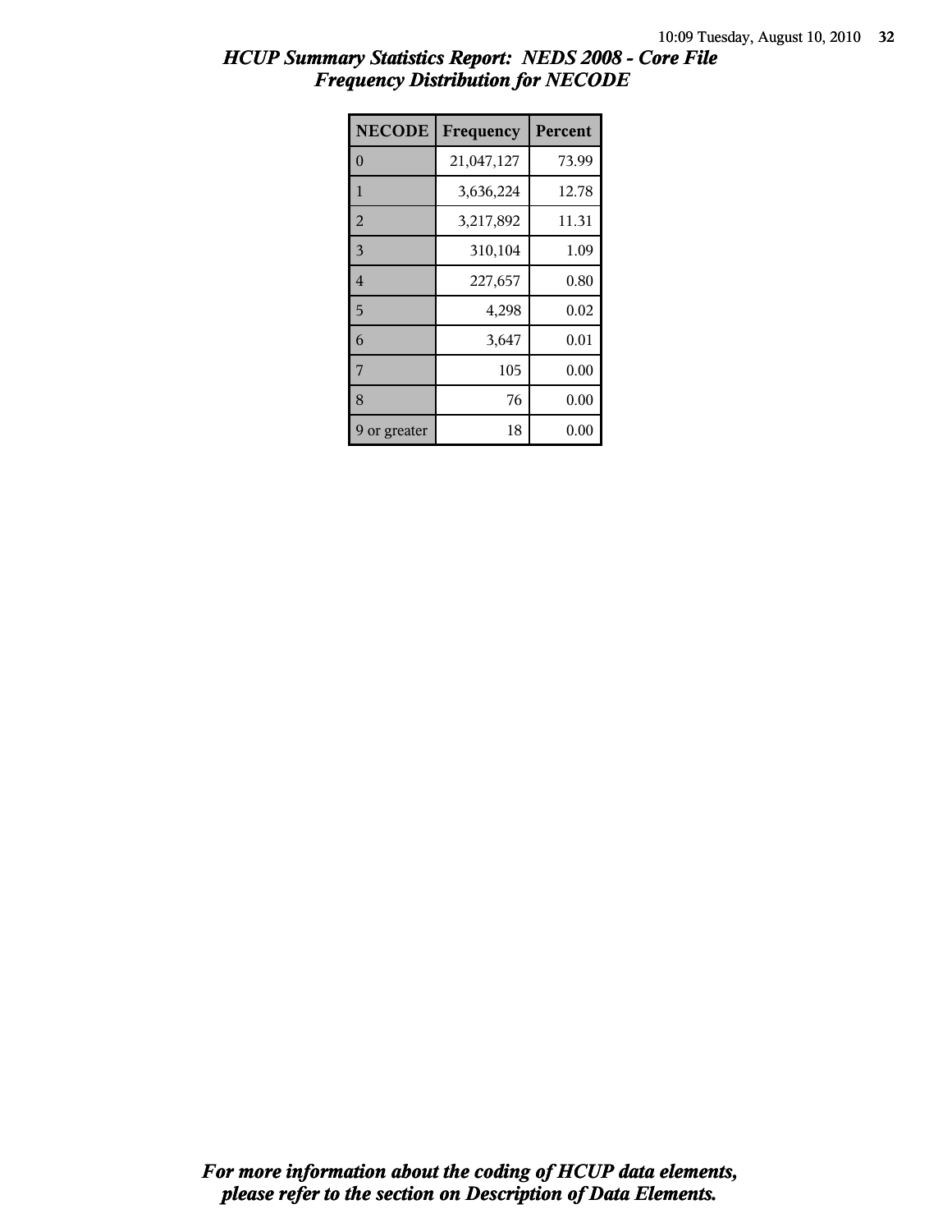# HCUP Summary Statistics Report: NEDS 2008 - Core File
## Frequency Distribution for NECODE

| NECODE | Frequency | Percent |
|---|---|---|
| 0 | 21,047,127 | 73.99 |
| 1 | 3,636,224 | 12.78 |
| 2 | 3,217,892 | 11.31 |
| 3 | 310,104 | 1.09 |
| 4 | 227,657 | 0.80 |
| 5 | 4,298 | 0.02 |
| 6 | 3,647 | 0.01 |
| 7 | 105 | 0.00 |
| 8 | 76 | 0.00 |
| 9 or greater | 18 | 0.00 |

*For more information about the coding of HCUP data elements, please refer to the section on Description of Data Elements.*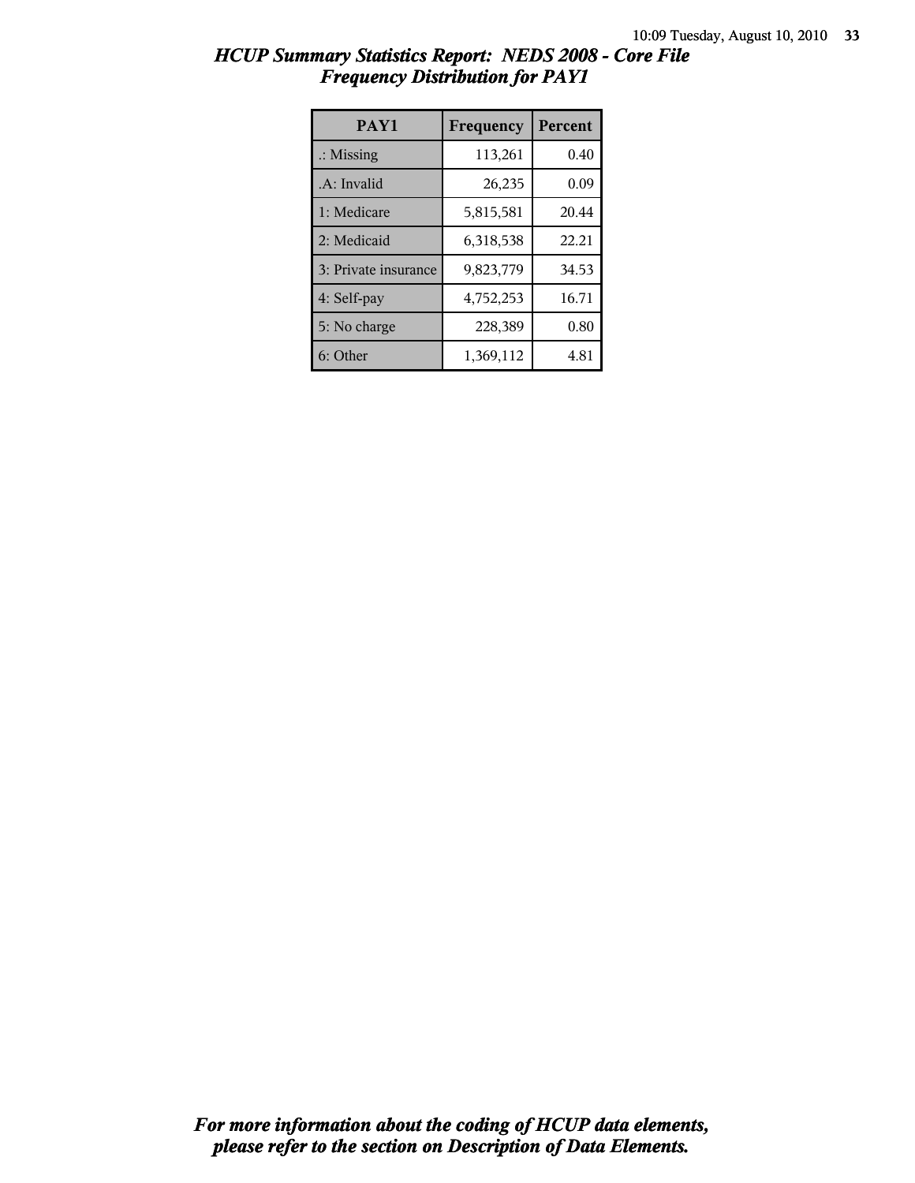## *HCUP Summary Statistics Report: NEDS 2008 - Core File*
## *Frequency Distribution for PAY1*

| PAY1 | Frequency | Percent |
|---|---|---|
| .: Missing | 113,261 | 0.40 |
| .A: Invalid | 26,235 | 0.09 |
| 1: Medicare | 5,815,581 | 20.44 |
| 2: Medicaid | 6,318,538 | 22.21 |
| 3: Private insurance | 9,823,779 | 34.53 |
| 4: Self-pay | 4,752,253 | 16.71 |
| 5: No charge | 228,389 | 0.80 |
| 6: Other | 1,369,112 | 4.81 |

***For more information about the coding of HCUP data elements, please refer to the section on Description of Data Elements.***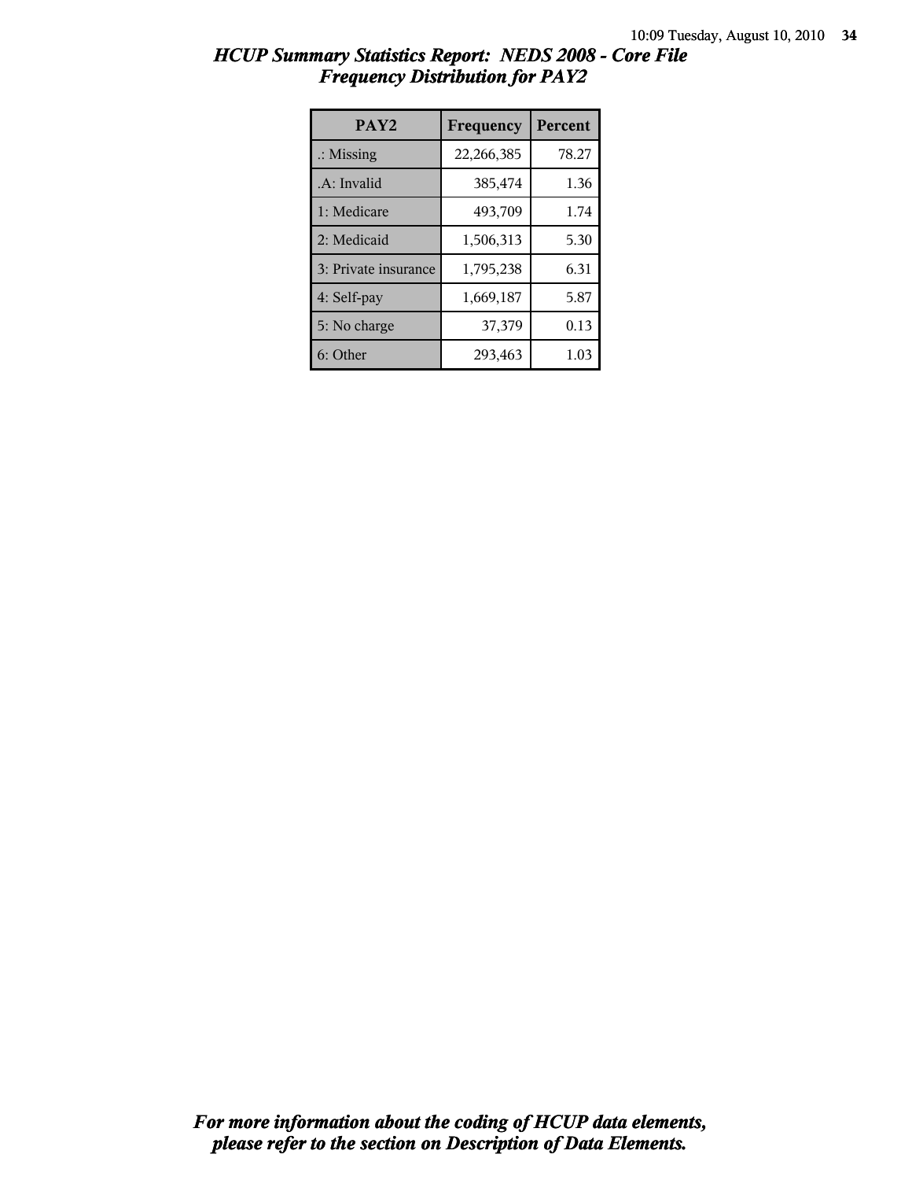# *HCUP Summary Statistics Report: NEDS 2008 - Core File*
## *Frequency Distribution for PAY2*

| PAY2 | Frequency | Percent |
|---|---|---|
| .: Missing | 22,266,385 | 78.27 |
| .A: Invalid | 385,474 | 1.36 |
| 1: Medicare | 493,709 | 1.74 |
| 2: Medicaid | 1,506,313 | 5.30 |
| 3: Private insurance | 1,795,238 | 6.31 |
| 4: Self-pay | 1,669,187 | 5.87 |
| 5: No charge | 37,379 | 0.13 |
| 6: Other | 293,463 | 1.03 |

***For more information about the coding of HCUP data elements, please refer to the section on Description of Data Elements.***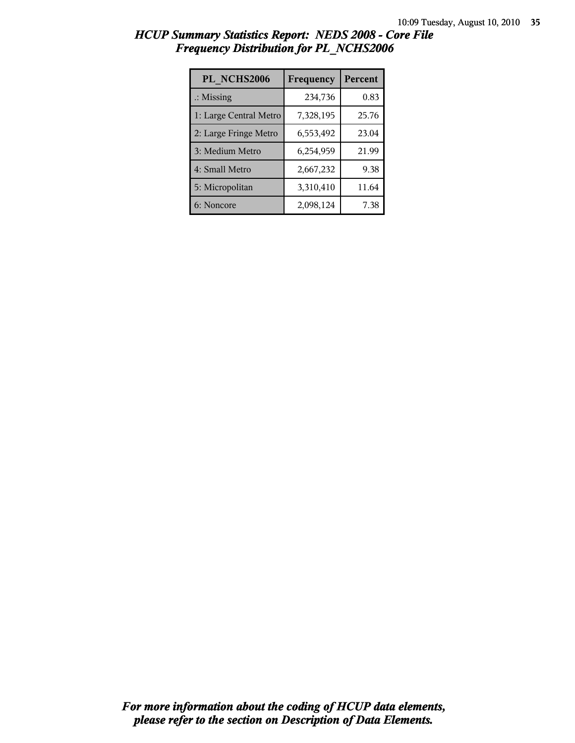# *HCUP Summary Statistics Report: NEDS 2008 - Core File*
## *Frequency Distribution for PL_NCHS2006*

| PL_NCHS2006 | Frequency | Percent |
|---|---|---|
| .: Missing | 234,736 | 0.83 |
| 1: Large Central Metro | 7,328,195 | 25.76 |
| 2: Large Fringe Metro | 6,553,492 | 23.04 |
| 3: Medium Metro | 6,254,959 | 21.99 |
| 4: Small Metro | 2,667,232 | 9.38 |
| 5: Micropolitan | 3,310,410 | 11.64 |
| 6: Noncore | 2,098,124 | 7.38 |

***For more information about the coding of HCUP data elements, please refer to the section on Description of Data Elements.***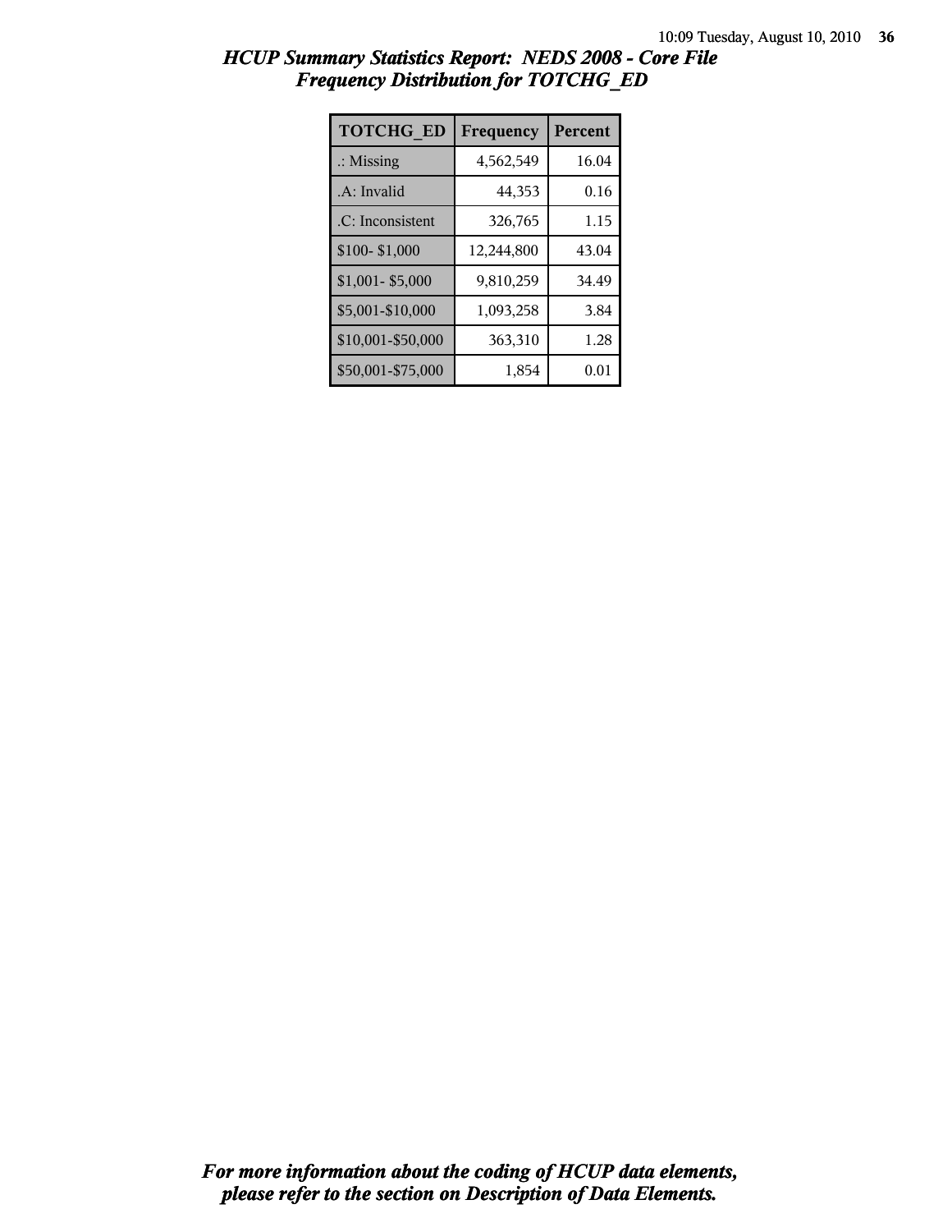## *HCUP Summary Statistics Report: NEDS 2008 - Core File*
## *Frequency Distribution for TOTCHG_ED*

| TOTCHG_ED | Frequency | Percent |
|---|---|---|
| .: Missing | 4,562,549 | 16.04 |
| .A: Invalid | 44,353 | 0.16 |
| .C: Inconsistent | 326,765 | 1.15 |
| $100- $1,000 | 12,244,800 | 43.04 |
| $1,001- $5,000 | 9,810,259 | 34.49 |
| $5,001-$10,000 | 1,093,258 | 3.84 |
| $10,001-$50,000 | 363,310 | 1.28 |
| $50,001-$75,000 | 1,854 | 0.01 |

***For more information about the coding of HCUP data elements, please refer to the section on Description of Data Elements.***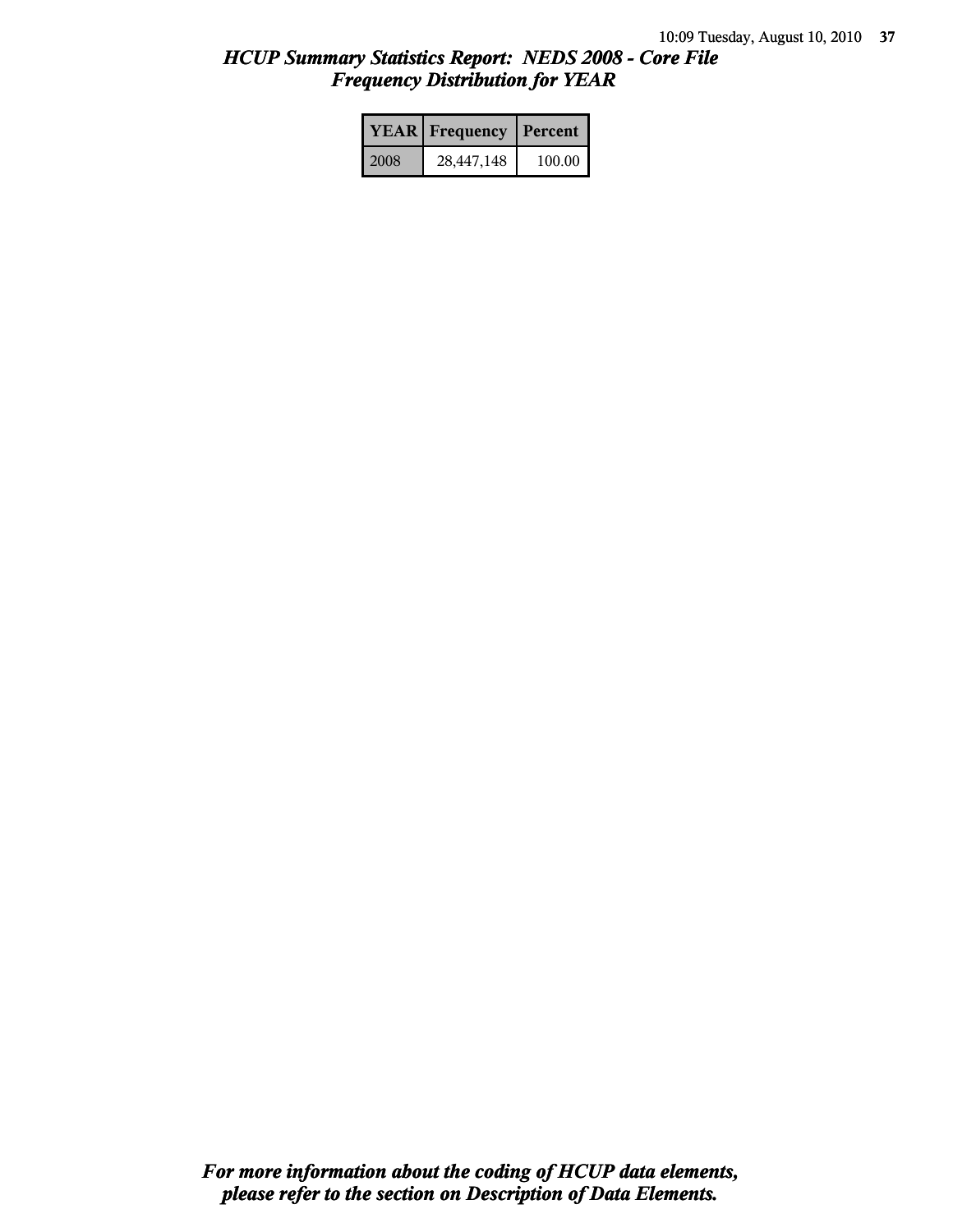## *HCUP Summary Statistics Report: NEDS 2008 - Core File*
## *Frequency Distribution for YEAR*

| YEAR | Frequency | Percent |
|---|---|---|
| 2008 | 28,447,148 | 100.00 |

***For more information about the coding of HCUP data elements, please refer to the section on Description of Data Elements.***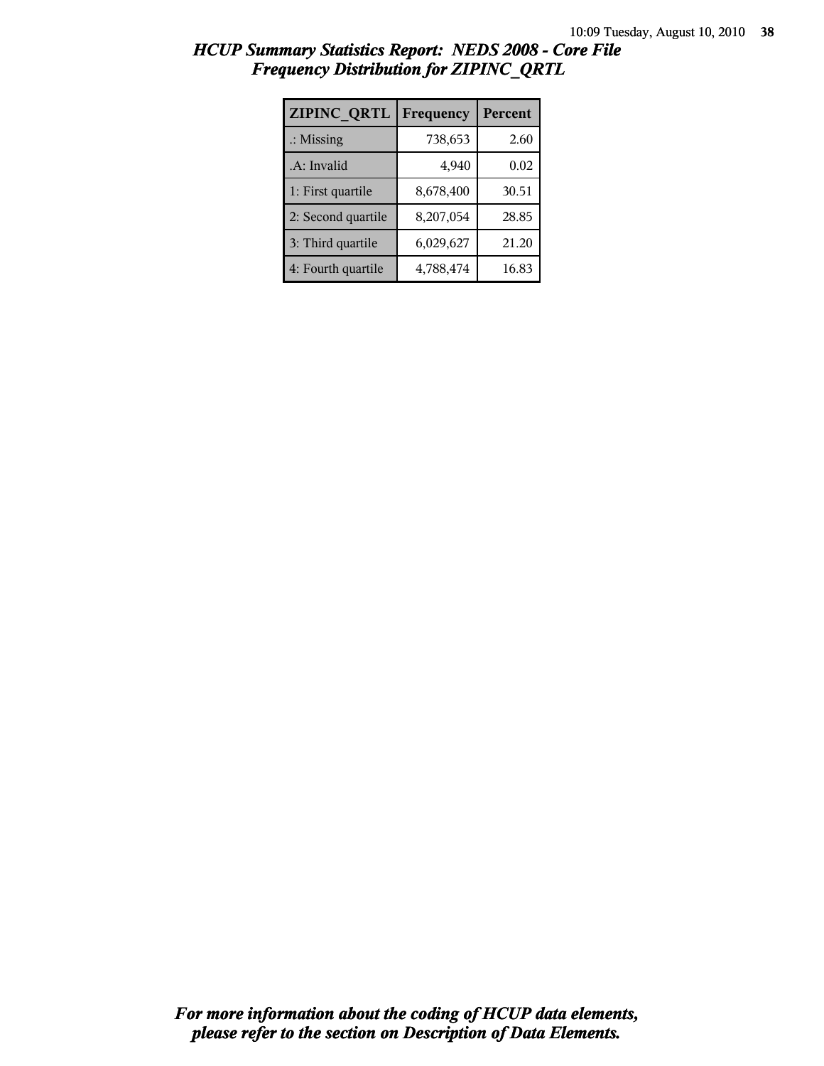# *HCUP Summary Statistics Report: NEDS 2008 - Core File*
## *Frequency Distribution for ZIPINC_QRTL*

| ZIPINC_QRTL | Frequency | Percent |
|---|---|---|
| .: Missing | 738,653 | 2.60 |
| .A: Invalid | 4,940 | 0.02 |
| 1: First quartile | 8,678,400 | 30.51 |
| 2: Second quartile | 8,207,054 | 28.85 |
| 3: Third quartile | 6,029,627 | 21.20 |
| 4: Fourth quartile | 4,788,474 | 16.83 |

***For more information about the coding of HCUP data elements, please refer to the section on Description of Data Elements.***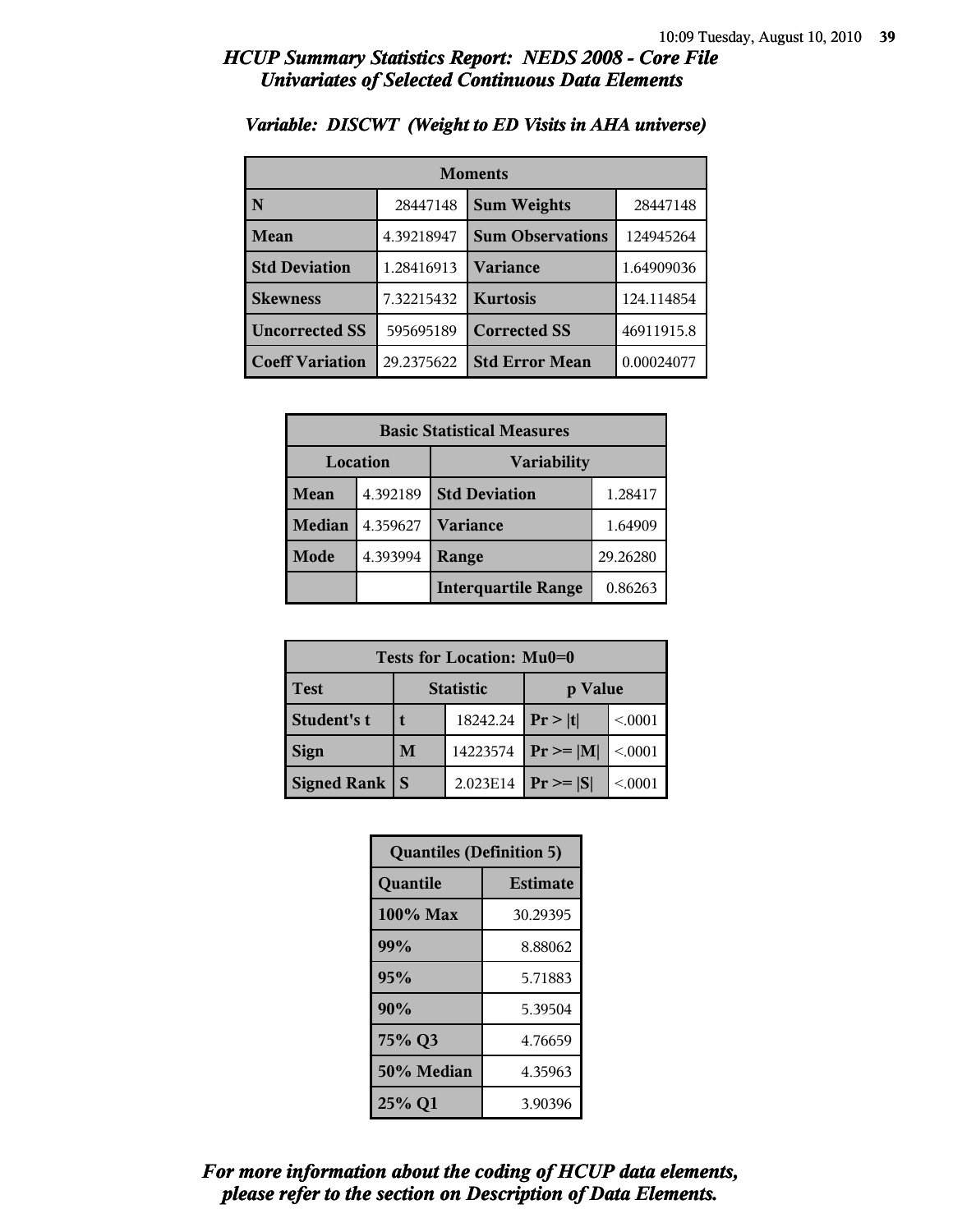# HCUP Summary Statistics Report: NEDS 2008 - Core File
## Univariates of Selected Continuous Data Elements

### Variable: DISCWT (Weight to ED Visits in AHA universe)

| Moments | | | |
|---|---|---|---|
| **N** | 28447148 | **Sum Weights** | 28447148 |
| **Mean** | 4.39218947 | **Sum Observations** | 124945264 |
| **Std Deviation** | 1.28416913 | **Variance** | 1.64909036 |
| **Skewness** | 7.32215432 | **Kurtosis** | 124.114854 |
| **Uncorrected SS** | 595695189 | **Corrected SS** | 46911915.8 |
| **Coeff Variation** | 29.2375622 | **Std Error Mean** | 0.00024077 |

| Basic Statistical Measures | | | |
|---|---|---|---|
| **Location** | | **Variability** | |
| **Mean** | 4.392189 | **Std Deviation** | 1.28417 |
| **Median** | 4.359627 | **Variance** | 1.64909 |
| **Mode** | 4.393994 | **Range** | 29.26280 |
| | | **Interquartile Range** | 0.86263 |

| Tests for Location: Mu0=0 | | | | |
|---|---|---|---|---|
| **Test** | **Statistic** | | **p Value** | |
| **Student's t** | **t** | 18242.24 | **Pr > \|t\|** | <.0001 |
| **Sign** | **M** | 14223574 | **Pr >= \|M\|** | <.0001 |
| **Signed Rank** | **S** | 2.023E14 | **Pr >= \|S\|** | <.0001 |

| Quantiles (Definition 5) | |
|---|---|
| **Quantile** | **Estimate** |
| **100% Max** | 30.29395 |
| **99%** | 8.88062 |
| **95%** | 5.71883 |
| **90%** | 5.39504 |
| **75% Q3** | 4.76659 |
| **50% Median** | 4.35963 |
| **25% Q1** | 3.90396 |

*For more information about the coding of HCUP data elements, please refer to the section on Description of Data Elements.*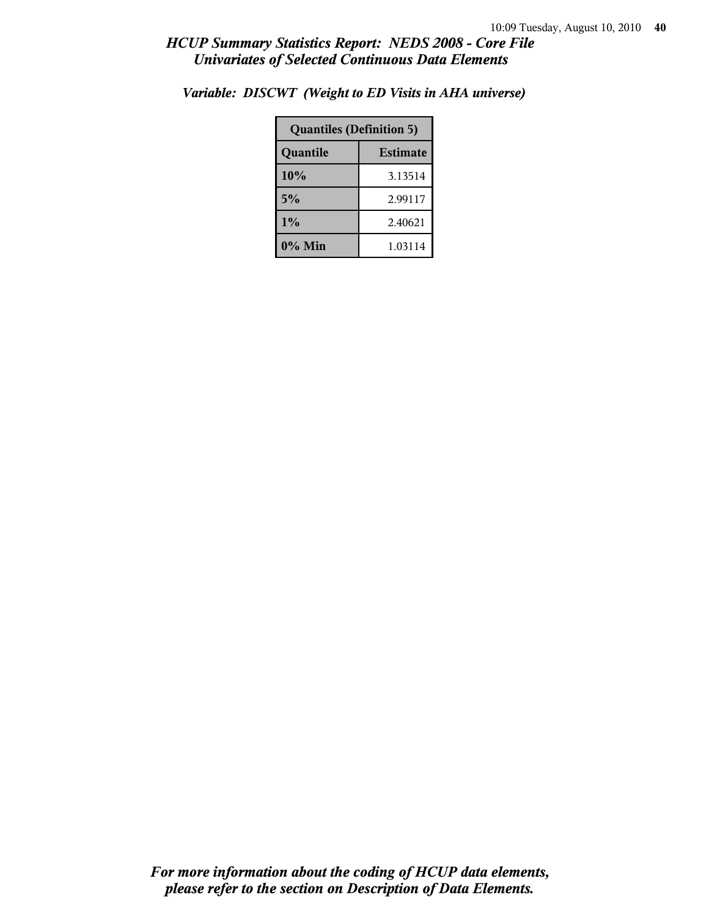## HCUP Summary Statistics Report: NEDS 2008 - Core File
## Univariates of Selected Continuous Data Elements

### *Variable: DISCWT (Weight to ED Visits in AHA universe)*

| Quantiles (Definition 5) | |
|---|---|
| **Quantile** | **Estimate** |
| **10%** | 3.13514 |
| **5%** | 2.99117 |
| **1%** | 2.40621 |
| **0% Min** | 1.03114 |

*For more information about the coding of HCUP data elements, please refer to the section on Description of Data Elements.*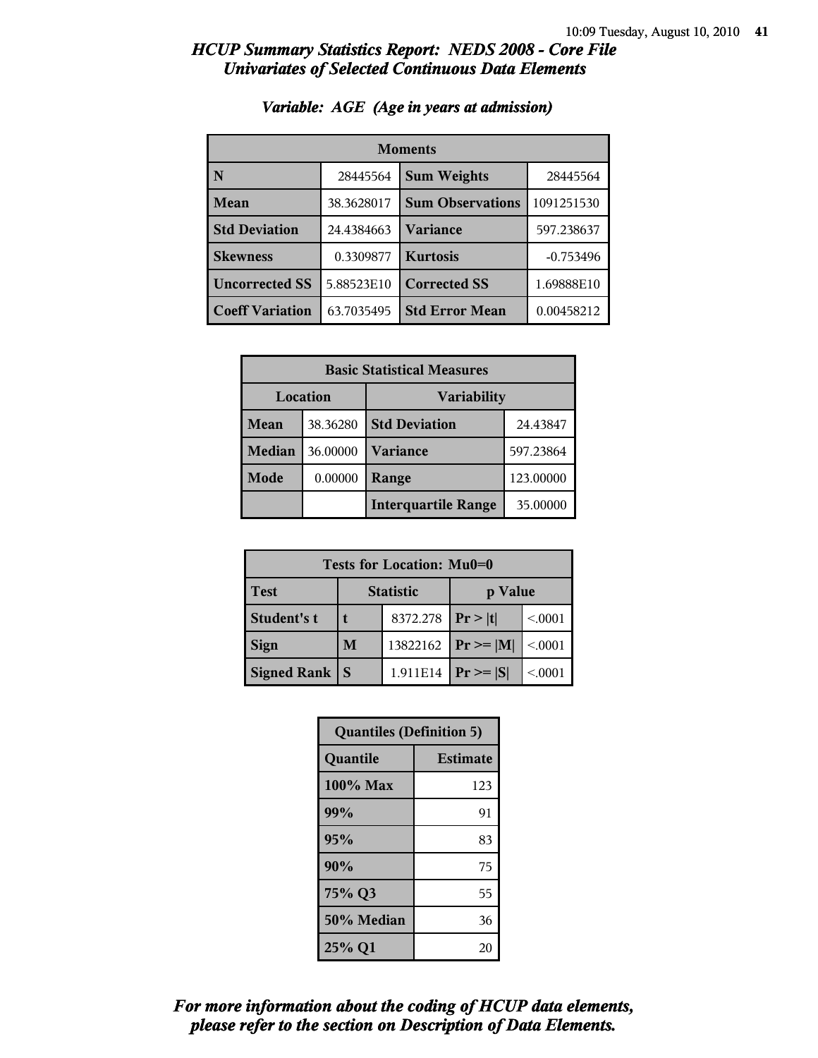# *HCUP Summary Statistics Report: NEDS 2008 - Core File*
## *Univariates of Selected Continuous Data Elements*

### *Variable: AGE (Age in years at admission)*

| Moments | | | |
|---|---|---|---|
| **N** | 28445564 | **Sum Weights** | 28445564 |
| **Mean** | 38.3628017 | **Sum Observations** | 1091251530 |
| **Std Deviation** | 24.4384663 | **Variance** | 597.238637 |
| **Skewness** | 0.3309877 | **Kurtosis** | -0.753496 |
| **Uncorrected SS** | 5.88523E10 | **Corrected SS** | 1.69888E10 |
| **Coeff Variation** | 63.7035495 | **Std Error Mean** | 0.00458212 |

| Basic Statistical Measures | | | |
|---|---|---|---|
| **Location** | | **Variability** | |
| **Mean** | 38.36280 | **Std Deviation** | 24.43847 |
| **Median** | 36.00000 | **Variance** | 597.23864 |
| **Mode** | 0.00000 | **Range** | 123.00000 |
| | | **Interquartile Range** | 35.00000 |

| Tests for Location: Mu0=0 | | | | |
|---|---|---|---|---|
| **Test** | **Statistic** | | **p Value** | |
| **Student's t** | **t** | 8372.278 | **Pr > \|t\|** | <.0001 |
| **Sign** | **M** | 13822162 | **Pr >= \|M\|** | <.0001 |
| **Signed Rank** | **S** | 1.911E14 | **Pr >= \|S\|** | <.0001 |

| Quantiles (Definition 5) | |
|---|---|
| **Quantile** | **Estimate** |
| **100% Max** | 123 |
| **99%** | 91 |
| **95%** | 83 |
| **90%** | 75 |
| **75% Q3** | 55 |
| **50% Median** | 36 |
| **25% Q1** | 20 |

***For more information about the coding of HCUP data elements, please refer to the section on Description of Data Elements.***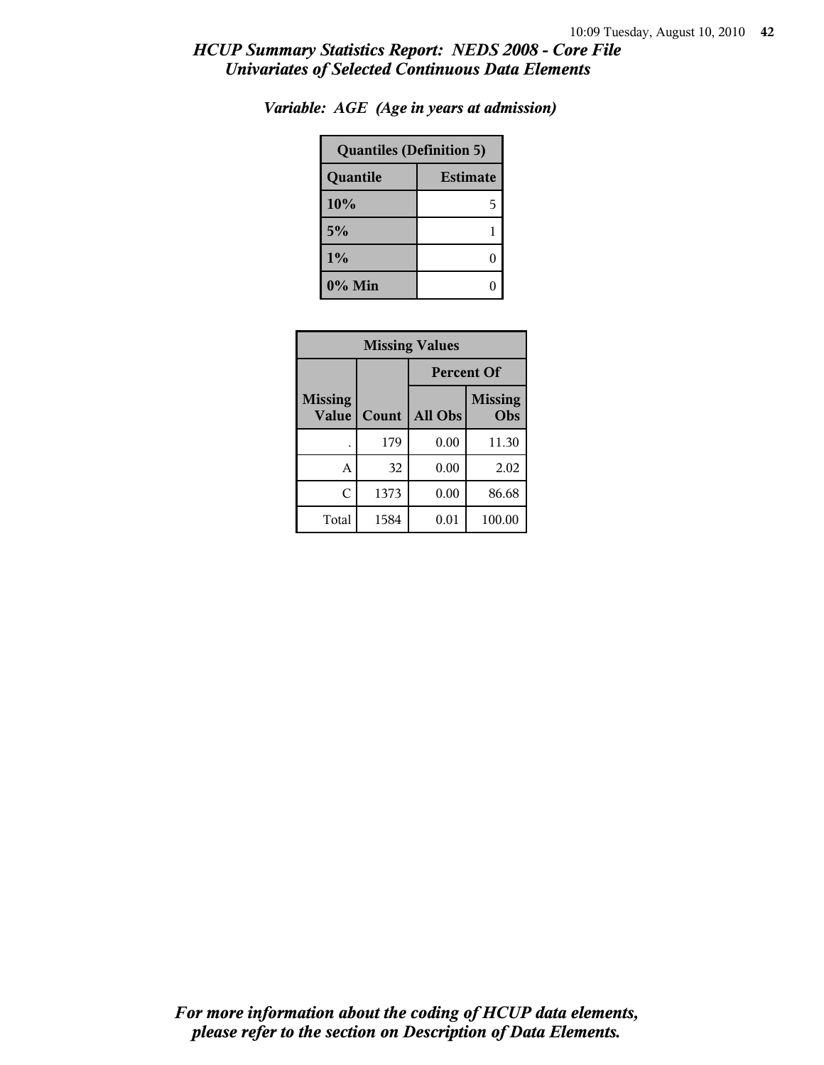## *HCUP Summary Statistics Report: NEDS 2008 - Core File*
## *Univariates of Selected Continuous Data Elements*

### *Variable: AGE (Age in years at admission)*

| Quantiles (Definition 5) | |
|---|---|
| **Quantile** | **Estimate** |
| **10%** | 5 |
| **5%** | 1 |
| **1%** | 0 |
| **0% Min** | 0 |

| Missing Values | | | |
|---|---|---|---|
| | | Percent Of | |
| **Missing Value** | **Count** | **All Obs** | **Missing Obs** |
| . | 179 | 0.00 | 11.30 |
| A | 32 | 0.00 | 2.02 |
| C | 1373 | 0.00 | 86.68 |
| Total | 1584 | 0.01 | 100.00 |

*For more information about the coding of HCUP data elements, please refer to the section on Description of Data Elements.*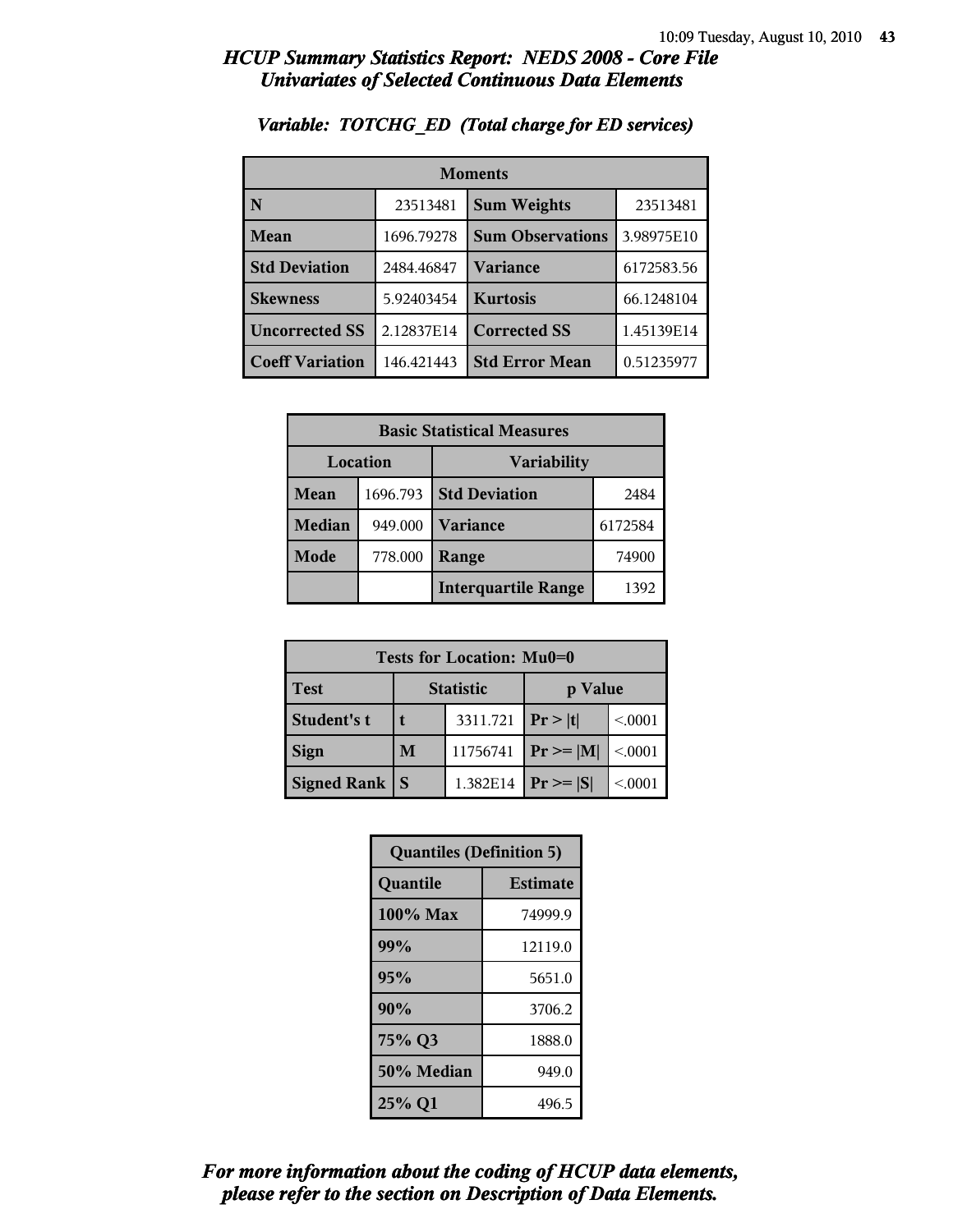## *HCUP Summary Statistics Report: NEDS 2008 - Core File*
## *Univariates of Selected Continuous Data Elements*

### *Variable: TOTCHG_ED (Total charge for ED services)*

| Moments | | | |
|---|---|---|---|
| **N** | 23513481 | **Sum Weights** | 23513481 |
| **Mean** | 1696.79278 | **Sum Observations** | 3.98975E10 |
| **Std Deviation** | 2484.46847 | **Variance** | 6172583.56 |
| **Skewness** | 5.92403454 | **Kurtosis** | 66.1248104 |
| **Uncorrected SS** | 2.12837E14 | **Corrected SS** | 1.45139E14 |
| **Coeff Variation** | 146.421443 | **Std Error Mean** | 0.51235977 |

| Basic Statistical Measures | | | |
|---|---|---|---|
| Location | | Variability | |
| **Mean** | 1696.793 | **Std Deviation** | 2484 |
| **Median** | 949.000 | **Variance** | 6172584 |
| **Mode** | 778.000 | **Range** | 74900 |
| | | **Interquartile Range** | 1392 |

| Tests for Location: Mu0=0 | | | | |
|---|---|---|---|---|
| **Test** | Statistic | | p Value | |
| **Student's t** | **t** | 3311.721 | **Pr > \|t\|** | <.0001 |
| **Sign** | **M** | 11756741 | **Pr >= \|M\|** | <.0001 |
| **Signed Rank** | **S** | 1.382E14 | **Pr >= \|S\|** | <.0001 |

| Quantiles (Definition 5) | |
|---|---|
| **Quantile** | **Estimate** |
| **100% Max** | 74999.9 |
| **99%** | 12119.0 |
| **95%** | 5651.0 |
| **90%** | 3706.2 |
| **75% Q3** | 1888.0 |
| **50% Median** | 949.0 |
| **25% Q1** | 496.5 |

***For more information about the coding of HCUP data elements, please refer to the section on Description of Data Elements.***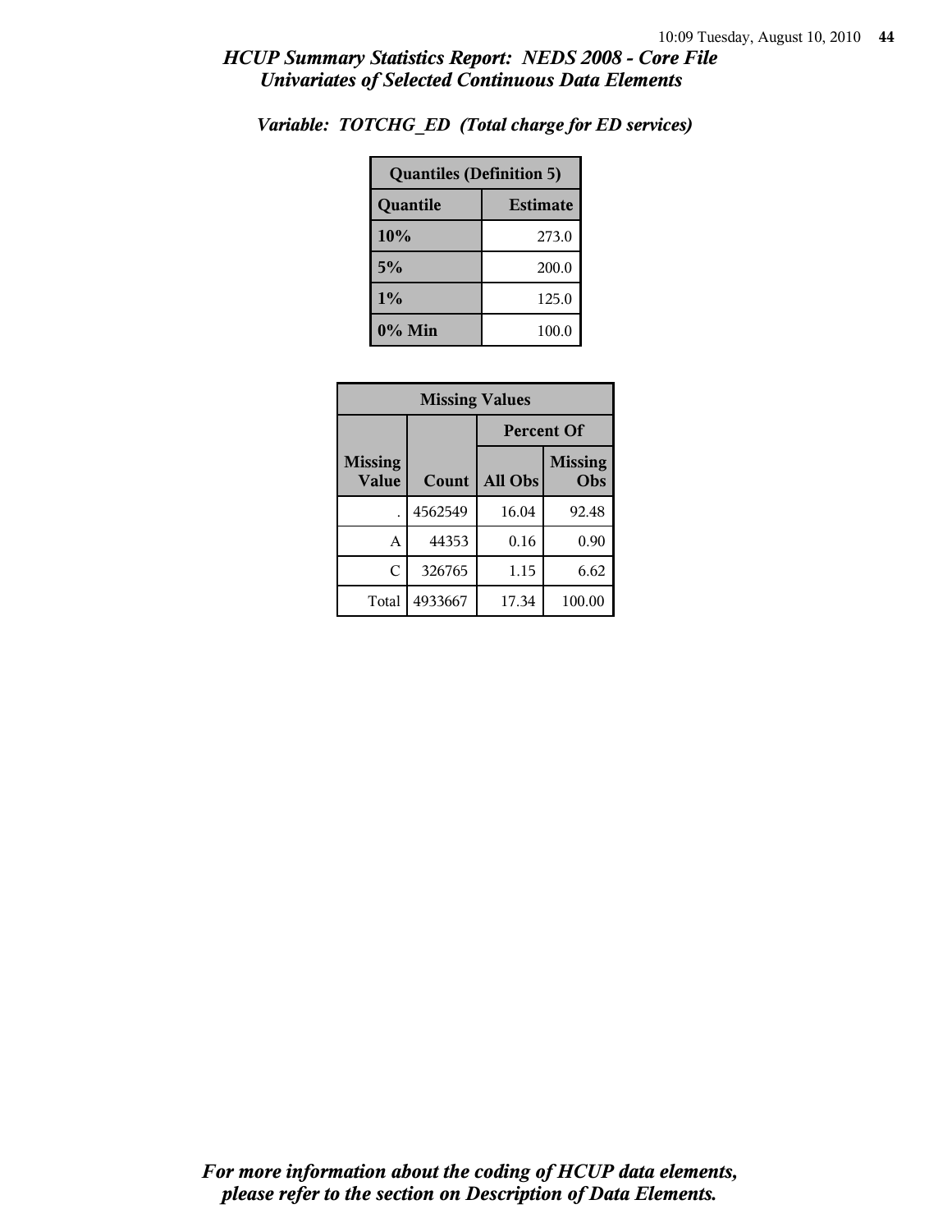# HCUP Summary Statistics Report: NEDS 2008 - Core File
## Univariates of Selected Continuous Data Elements

### Variable: TOTCHG_ED (Total charge for ED services)

| Quantiles (Definition 5) | |
|---|---|
| **Quantile** | **Estimate** |
| 10% | 273.0 |
| 5% | 200.0 |
| 1% | 125.0 |
| 0% Min | 100.0 |

| Missing Values | | | |
|---|---|---|---|
| | | Percent Of | |
| Missing Value | Count | All Obs | Missing Obs |
| . | 4562549 | 16.04 | 92.48 |
| A | 44353 | 0.16 | 0.90 |
| C | 326765 | 1.15 | 6.62 |
| Total | 4933667 | 17.34 | 100.00 |

*For more information about the coding of HCUP data elements, please refer to the section on Description of Data Elements.*